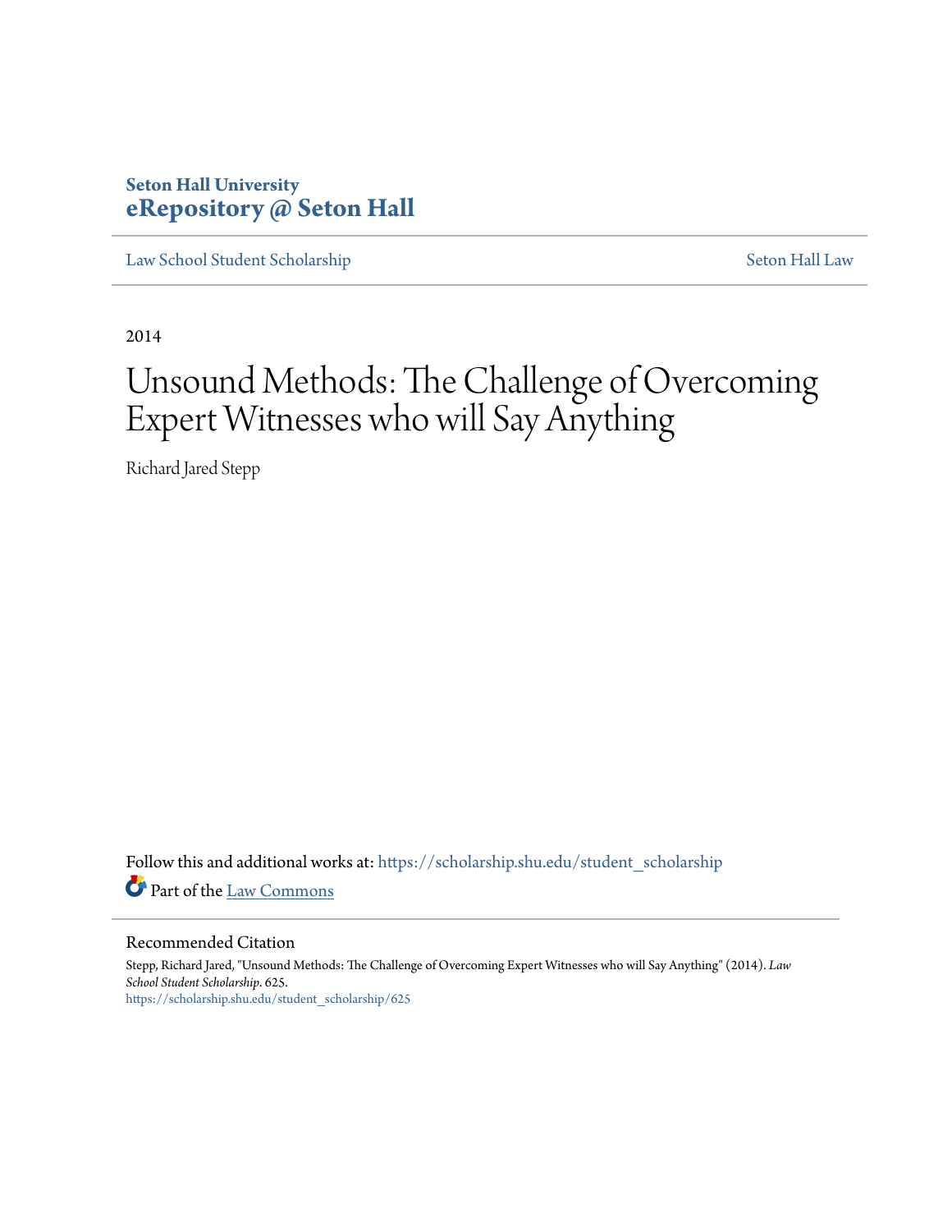**Seton Hall University**
**eRepository @ Seton Hall**

Law School Student Scholarship | Seton Hall Law

2014

# Unsound Methods: The Challenge of Overcoming Expert Witnesses who will Say Anything

Richard Jared Stepp

Follow this and additional works at: https://scholarship.shu.edu/student_scholarship

Part of the Law Commons

## Recommended Citation

Stepp, Richard Jared, "Unsound Methods: The Challenge of Overcoming Expert Witnesses who will Say Anything" (2014). *Law School Student Scholarship*. 625.
https://scholarship.shu.edu/student_scholarship/625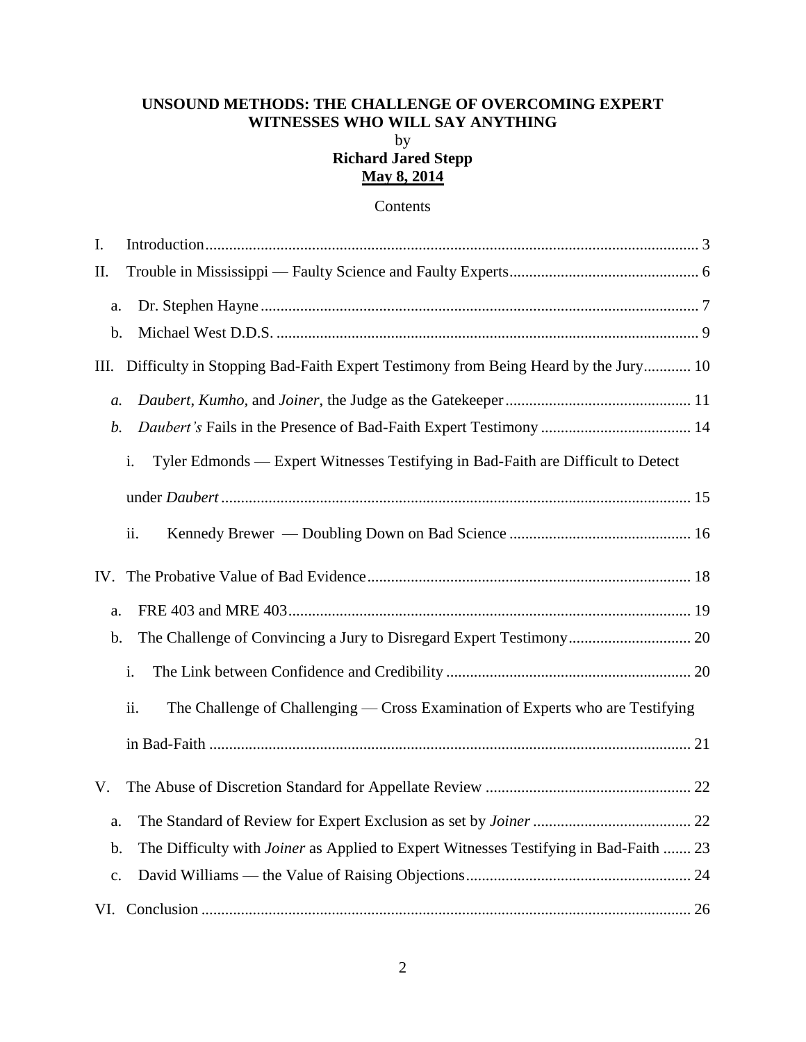# UNSOUND METHODS: THE CHALLENGE OF OVERCOMING EXPERT WITNESSES WHO WILL SAY ANYTHING

by

**Richard Jared Stepp**

**May 8, 2014**

Contents

I. Introduction ... 3

II. Trouble in Mississippi — Faulty Science and Faulty Experts ... 6

- a. Dr. Stephen Hayne ... 7
- b. Michael West D.D.S. ... 9

III. Difficulty in Stopping Bad-Faith Expert Testimony from Being Heard by the Jury ... 10

- *a.* *Daubert*, *Kumho*, and *Joiner*, the Judge as the Gatekeeper ... 11
- *b.* *Daubert's* Fails in the Presence of Bad-Faith Expert Testimony ... 14
  - i. Tyler Edmonds — Expert Witnesses Testifying in Bad-Faith are Difficult to Detect under *Daubert* ... 15
  - ii. Kennedy Brewer — Doubling Down on Bad Science ... 16

IV. The Probative Value of Bad Evidence ... 18

- a. FRE 403 and MRE 403 ... 19
- b. The Challenge of Convincing a Jury to Disregard Expert Testimony ... 20
  - i. The Link between Confidence and Credibility ... 20
  - ii. The Challenge of Challenging — Cross Examination of Experts who are Testifying in Bad-Faith ... 21

V. The Abuse of Discretion Standard for Appellate Review ... 22

- a. The Standard of Review for Expert Exclusion as set by *Joiner* ... 22
- b. The Difficulty with *Joiner* as Applied to Expert Witnesses Testifying in Bad-Faith ... 23
- c. David Williams — the Value of Raising Objections ... 24

VI. Conclusion ... 26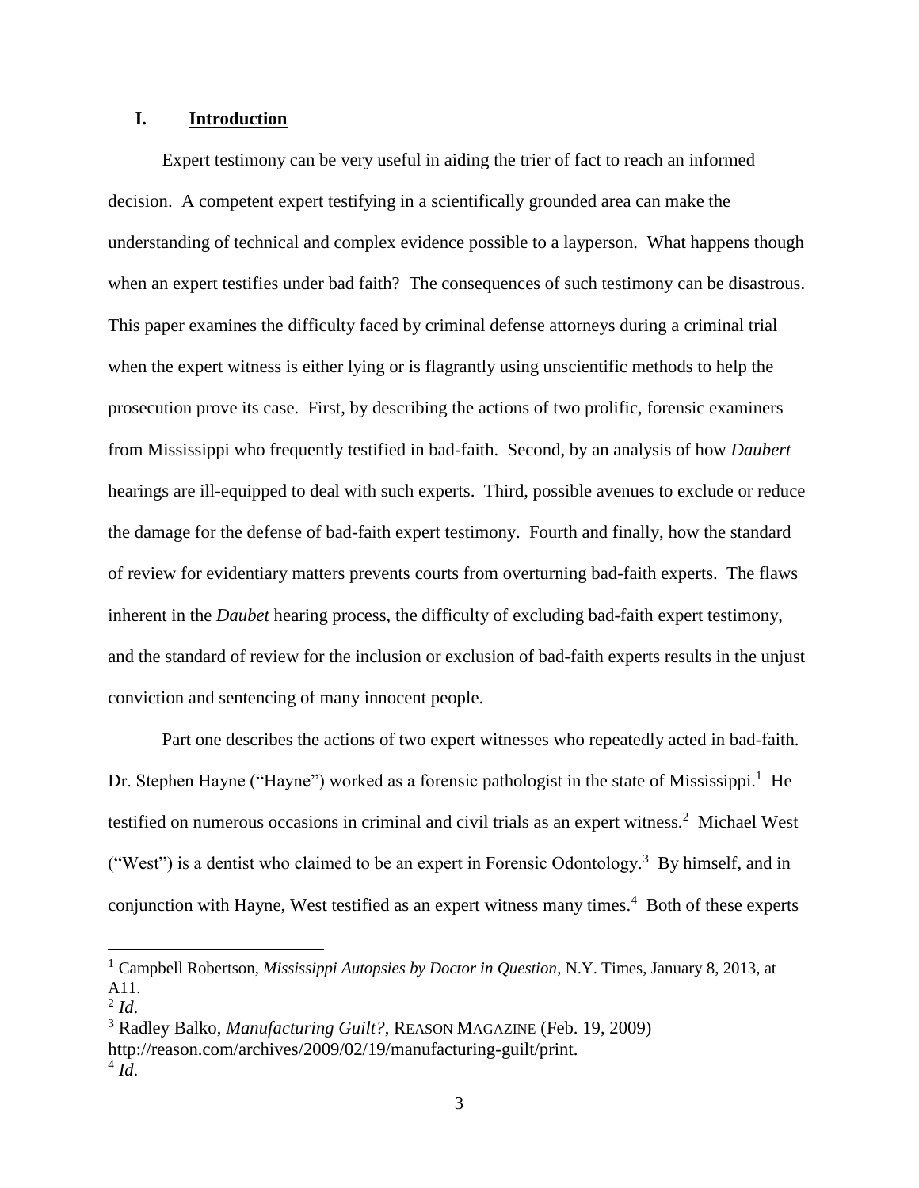## I. Introduction

Expert testimony can be very useful in aiding the trier of fact to reach an informed decision. A competent expert testifying in a scientifically grounded area can make the understanding of technical and complex evidence possible to a layperson. What happens though when an expert testifies under bad faith? The consequences of such testimony can be disastrous. This paper examines the difficulty faced by criminal defense attorneys during a criminal trial when the expert witness is either lying or is flagrantly using unscientific methods to help the prosecution prove its case. First, by describing the actions of two prolific, forensic examiners from Mississippi who frequently testified in bad-faith. Second, by an analysis of how *Daubert* hearings are ill-equipped to deal with such experts. Third, possible avenues to exclude or reduce the damage for the defense of bad-faith expert testimony. Fourth and finally, how the standard of review for evidentiary matters prevents courts from overturning bad-faith experts. The flaws inherent in the *Daubet* hearing process, the difficulty of excluding bad-faith expert testimony, and the standard of review for the inclusion or exclusion of bad-faith experts results in the unjust conviction and sentencing of many innocent people.

Part one describes the actions of two expert witnesses who repeatedly acted in bad-faith. Dr. Stephen Hayne ("Hayne") worked as a forensic pathologist in the state of Mississippi.[1] He testified on numerous occasions in criminal and civil trials as an expert witness.[2] Michael West ("West") is a dentist who claimed to be an expert in Forensic Odontology.[3] By himself, and in conjunction with Hayne, West testified as an expert witness many times.[4] Both of these experts

---

[1] Campbell Robertson, *Mississippi Autopsies by Doctor in Question*, N.Y. Times, January 8, 2013, at A11.

[2] *Id*.

[3] Radley Balko, *Manufacturing Guilt?*, REASON MAGAZINE (Feb. 19, 2009) http://reason.com/archives/2009/02/19/manufacturing-guilt/print.

[4] *Id*.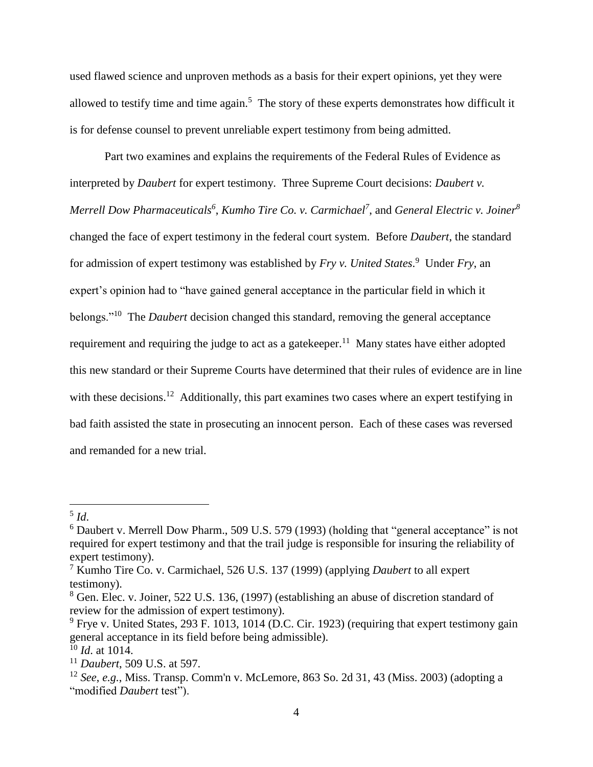used flawed science and unproven methods as a basis for their expert opinions, yet they were allowed to testify time and time again.[5] The story of these experts demonstrates how difficult it is for defense counsel to prevent unreliable expert testimony from being admitted.

Part two examines and explains the requirements of the Federal Rules of Evidence as interpreted by *Daubert* for expert testimony. Three Supreme Court decisions: *Daubert v. Merrell Dow Pharmaceuticals*[6], *Kumho Tire Co. v. Carmichael*[7], and *General Electric v. Joiner*[8] changed the face of expert testimony in the federal court system. Before *Daubert*, the standard for admission of expert testimony was established by *Fry v. United States*.[9] Under *Fry*, an expert's opinion had to "have gained general acceptance in the particular field in which it belongs."[10] The *Daubert* decision changed this standard, removing the general acceptance requirement and requiring the judge to act as a gatekeeper.[11] Many states have either adopted this new standard or their Supreme Courts have determined that their rules of evidence are in line with these decisions.[12] Additionally, this part examines two cases where an expert testifying in bad faith assisted the state in prosecuting an innocent person. Each of these cases was reversed and remanded for a new trial.

---

[5] *Id.*

[6] Daubert v. Merrell Dow Pharm., 509 U.S. 579 (1993) (holding that "general acceptance" is not required for expert testimony and that the trail judge is responsible for insuring the reliability of expert testimony).

[7] Kumho Tire Co. v. Carmichael, 526 U.S. 137 (1999) (applying *Daubert* to all expert testimony).

[8] Gen. Elec. v. Joiner, 522 U.S. 136, (1997) (establishing an abuse of discretion standard of review for the admission of expert testimony).

[9] Frye v. United States, 293 F. 1013, 1014 (D.C. Cir. 1923) (requiring that expert testimony gain general acceptance in its field before being admissible).

[10] *Id.* at 1014.

[11] *Daubert*, 509 U.S. at 597.

[12] *See, e.g.*, Miss. Transp. Comm'n v. McLemore, 863 So. 2d 31, 43 (Miss. 2003) (adopting a "modified *Daubert* test").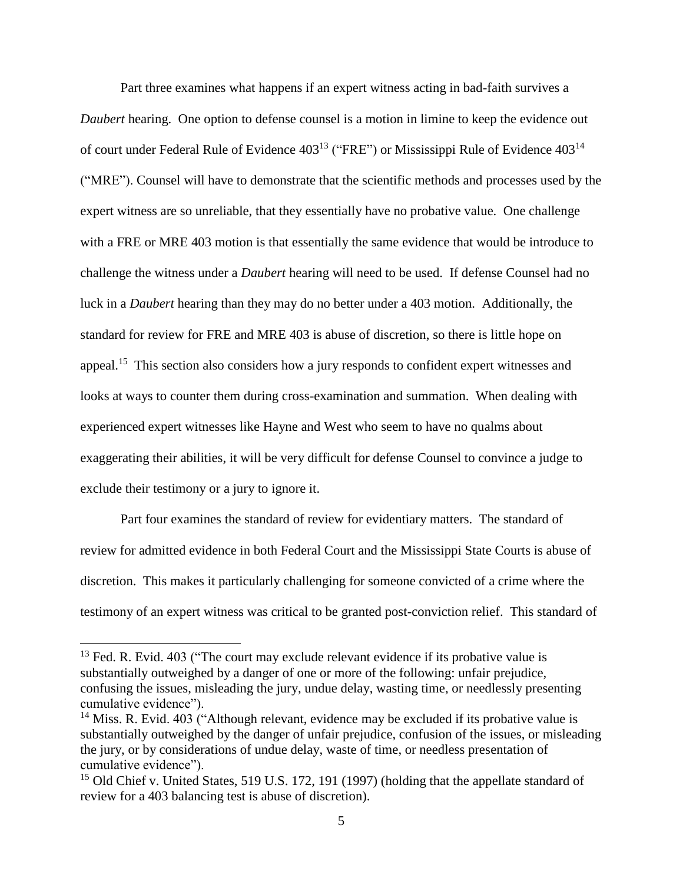Part three examines what happens if an expert witness acting in bad-faith survives a *Daubert* hearing. One option to defense counsel is a motion in limine to keep the evidence out of court under Federal Rule of Evidence 403[13] ("FRE") or Mississippi Rule of Evidence 403[14] ("MRE"). Counsel will have to demonstrate that the scientific methods and processes used by the expert witness are so unreliable, that they essentially have no probative value. One challenge with a FRE or MRE 403 motion is that essentially the same evidence that would be introduce to challenge the witness under a *Daubert* hearing will need to be used. If defense Counsel had no luck in a *Daubert* hearing than they may do no better under a 403 motion. Additionally, the standard for review for FRE and MRE 403 is abuse of discretion, so there is little hope on appeal.[15] This section also considers how a jury responds to confident expert witnesses and looks at ways to counter them during cross-examination and summation. When dealing with experienced expert witnesses like Hayne and West who seem to have no qualms about exaggerating their abilities, it will be very difficult for defense Counsel to convince a judge to exclude their testimony or a jury to ignore it.

Part four examines the standard of review for evidentiary matters. The standard of review for admitted evidence in both Federal Court and the Mississippi State Courts is abuse of discretion. This makes it particularly challenging for someone convicted of a crime where the testimony of an expert witness was critical to be granted post-conviction relief. This standard of

---

[13] Fed. R. Evid. 403 ("The court may exclude relevant evidence if its probative value is substantially outweighed by a danger of one or more of the following: unfair prejudice, confusing the issues, misleading the jury, undue delay, wasting time, or needlessly presenting cumulative evidence").

[14] Miss. R. Evid. 403 ("Although relevant, evidence may be excluded if its probative value is substantially outweighed by the danger of unfair prejudice, confusion of the issues, or misleading the jury, or by considerations of undue delay, waste of time, or needless presentation of cumulative evidence").

[15] Old Chief v. United States, 519 U.S. 172, 191 (1997) (holding that the appellate standard of review for a 403 balancing test is abuse of discretion).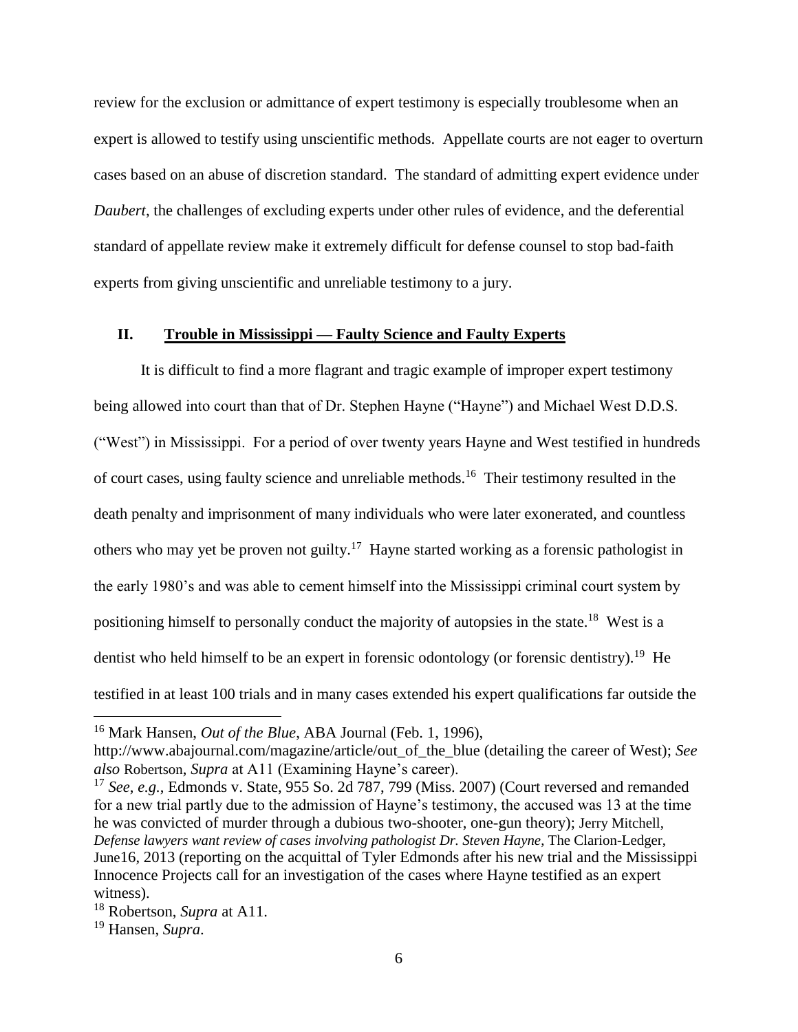review for the exclusion or admittance of expert testimony is especially troublesome when an expert is allowed to testify using unscientific methods. Appellate courts are not eager to overturn cases based on an abuse of discretion standard. The standard of admitting expert evidence under *Daubert*, the challenges of excluding experts under other rules of evidence, and the deferential standard of appellate review make it extremely difficult for defense counsel to stop bad-faith experts from giving unscientific and unreliable testimony to a jury.

## II. Trouble in Mississippi — Faulty Science and Faulty Experts

It is difficult to find a more flagrant and tragic example of improper expert testimony being allowed into court than that of Dr. Stephen Hayne ("Hayne") and Michael West D.D.S. ("West") in Mississippi. For a period of over twenty years Hayne and West testified in hundreds of court cases, using faulty science and unreliable methods.[16] Their testimony resulted in the death penalty and imprisonment of many individuals who were later exonerated, and countless others who may yet be proven not guilty.[17] Hayne started working as a forensic pathologist in the early 1980's and was able to cement himself into the Mississippi criminal court system by positioning himself to personally conduct the majority of autopsies in the state.[18] West is a dentist who held himself to be an expert in forensic odontology (or forensic dentistry).[19] He testified in at least 100 trials and in many cases extended his expert qualifications far outside the

---

[16] Mark Hansen, *Out of the Blue*, ABA Journal (Feb. 1, 1996), http://www.abajournal.com/magazine/article/out_of_the_blue (detailing the career of West); *See also* Robertson, *Supra* at A11 (Examining Hayne's career).

[17] *See*, *e.g.*, Edmonds v. State, 955 So. 2d 787, 799 (Miss. 2007) (Court reversed and remanded for a new trial partly due to the admission of Hayne's testimony, the accused was 13 at the time he was convicted of murder through a dubious two-shooter, one-gun theory); Jerry Mitchell, *Defense lawyers want review of cases involving pathologist Dr. Steven Hayne*, The Clarion-Ledger, June16, 2013 (reporting on the acquittal of Tyler Edmonds after his new trial and the Mississippi Innocence Projects call for an investigation of the cases where Hayne testified as an expert witness).

[18] Robertson, *Supra* at A11.

[19] Hansen, *Supra*.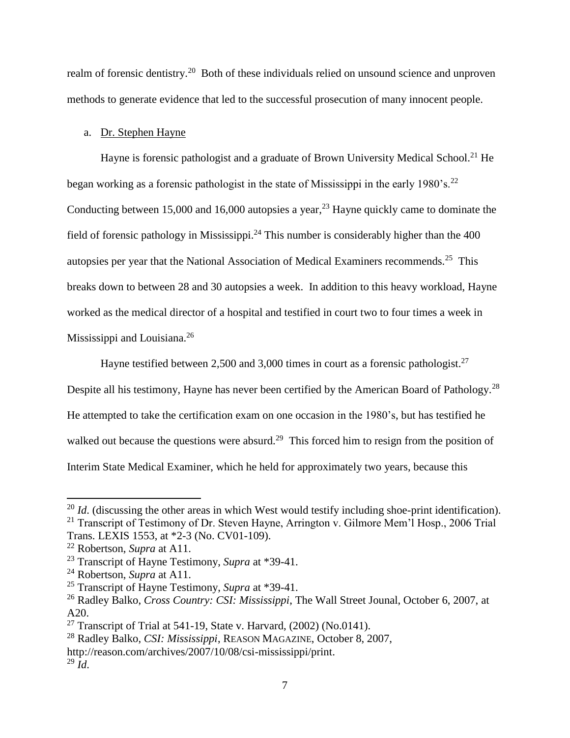realm of forensic dentistry.[20] Both of these individuals relied on unsound science and unproven methods to generate evidence that led to the successful prosecution of many innocent people.

a. Dr. Stephen Hayne

Hayne is forensic pathologist and a graduate of Brown University Medical School.[21] He began working as a forensic pathologist in the state of Mississippi in the early 1980's.[22] Conducting between 15,000 and 16,000 autopsies a year,[23] Hayne quickly came to dominate the field of forensic pathology in Mississippi.[24] This number is considerably higher than the 400 autopsies per year that the National Association of Medical Examiners recommends.[25] This breaks down to between 28 and 30 autopsies a week. In addition to this heavy workload, Hayne worked as the medical director of a hospital and testified in court two to four times a week in Mississippi and Louisiana.[26]

Hayne testified between 2,500 and 3,000 times in court as a forensic pathologist.[27] Despite all his testimony, Hayne has never been certified by the American Board of Pathology.[28] He attempted to take the certification exam on one occasion in the 1980's, but has testified he walked out because the questions were absurd.[29] This forced him to resign from the position of Interim State Medical Examiner, which he held for approximately two years, because this

---

[20] *Id*. (discussing the other areas in which West would testify including shoe-print identification).

[21] Transcript of Testimony of Dr. Steven Hayne, Arrington v. Gilmore Mem'l Hosp., 2006 Trial Trans. LEXIS 1553, at *2-3 (No. CV01-109).

[22] Robertson, *Supra* at A11.

[23] Transcript of Hayne Testimony, *Supra* at *39-41.

[24] Robertson, *Supra* at A11.

[25] Transcript of Hayne Testimony, *Supra* at *39-41.

[26] Radley Balko, *Cross Country: CSI: Mississippi*, The Wall Street Jounal, October 6, 2007, at A20.

[27] Transcript of Trial at 541-19, State v. Harvard, (2002) (No.0141).

[28] Radley Balko, *CSI: Mississippi*, REASON MAGAZINE, October 8, 2007, http://reason.com/archives/2007/10/08/csi-mississippi/print.

[29] *Id*.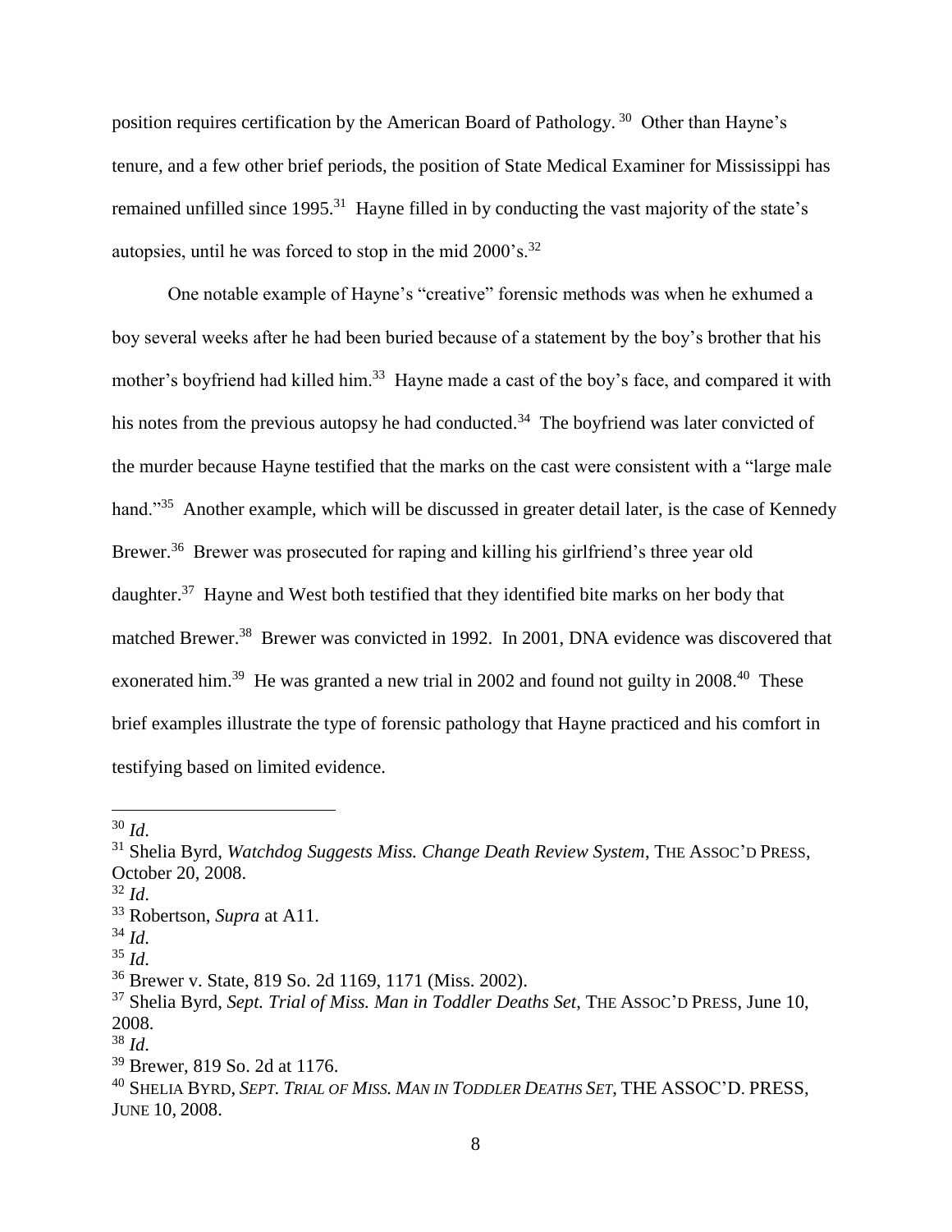position requires certification by the American Board of Pathology.[30] Other than Hayne's tenure, and a few other brief periods, the position of State Medical Examiner for Mississippi has remained unfilled since 1995.[31] Hayne filled in by conducting the vast majority of the state's autopsies, until he was forced to stop in the mid 2000's.[32]

One notable example of Hayne's "creative" forensic methods was when he exhumed a boy several weeks after he had been buried because of a statement by the boy's brother that his mother's boyfriend had killed him.[33] Hayne made a cast of the boy's face, and compared it with his notes from the previous autopsy he had conducted.[34] The boyfriend was later convicted of the murder because Hayne testified that the marks on the cast were consistent with a "large male hand."[35] Another example, which will be discussed in greater detail later, is the case of Kennedy Brewer.[36] Brewer was prosecuted for raping and killing his girlfriend's three year old daughter.[37] Hayne and West both testified that they identified bite marks on her body that matched Brewer.[38] Brewer was convicted in 1992. In 2001, DNA evidence was discovered that exonerated him.[39] He was granted a new trial in 2002 and found not guilty in 2008.[40] These brief examples illustrate the type of forensic pathology that Hayne practiced and his comfort in testifying based on limited evidence.

---

[30] *Id*.

[31] Shelia Byrd, *Watchdog Suggests Miss. Change Death Review System*, THE ASSOC'D PRESS, October 20, 2008.

[32] *Id*.

[33] Robertson, *Supra* at A11.

[34] *Id*.

[35] *Id*.

[36] Brewer v. State, 819 So. 2d 1169, 1171 (Miss. 2002).

[37] Shelia Byrd, *Sept. Trial of Miss. Man in Toddler Deaths Set*, THE ASSOC'D PRESS, June 10, 2008.

[38] *Id*.

[39] Brewer, 819 So. 2d at 1176.

[40] SHELIA BYRD, *SEPT. TRIAL OF MISS. MAN IN TODDLER DEATHS SET*, THE ASSOC'D. PRESS, JUNE 10, 2008.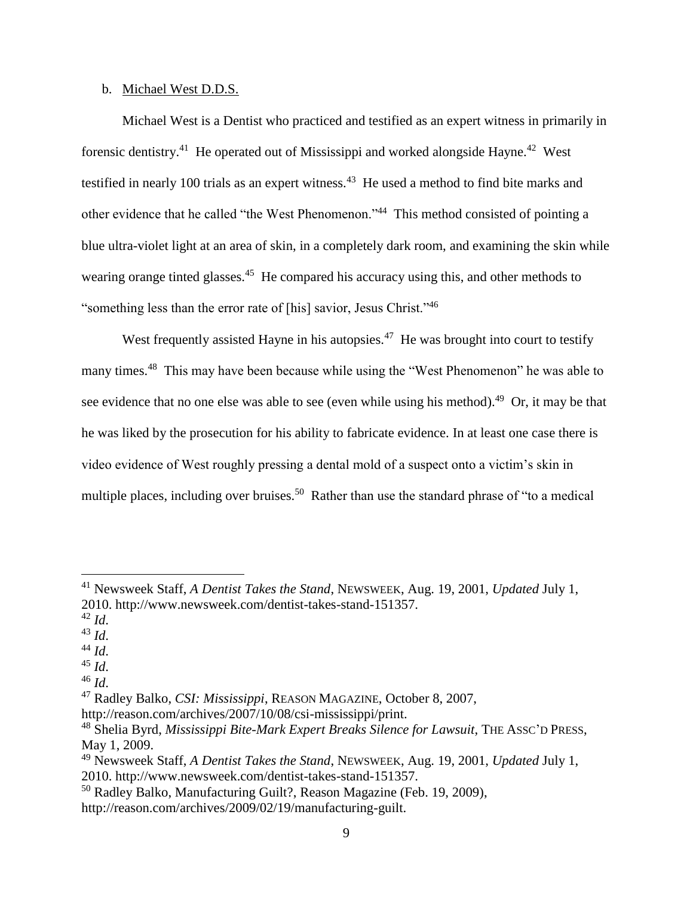b. Michael West D.D.S.

Michael West is a Dentist who practiced and testified as an expert witness in primarily in forensic dentistry.[41] He operated out of Mississippi and worked alongside Hayne.[42] West testified in nearly 100 trials as an expert witness.[43] He used a method to find bite marks and other evidence that he called "the West Phenomenon."[44] This method consisted of pointing a blue ultra-violet light at an area of skin, in a completely dark room, and examining the skin while wearing orange tinted glasses.[45] He compared his accuracy using this, and other methods to "something less than the error rate of [his] savior, Jesus Christ."[46]

West frequently assisted Hayne in his autopsies.[47] He was brought into court to testify many times.[48] This may have been because while using the "West Phenomenon" he was able to see evidence that no one else was able to see (even while using his method).[49] Or, it may be that he was liked by the prosecution for his ability to fabricate evidence. In at least one case there is video evidence of West roughly pressing a dental mold of a suspect onto a victim's skin in multiple places, including over bruises.[50] Rather than use the standard phrase of "to a medical

---

[41] Newsweek Staff, *A Dentist Takes the Stand*, NEWSWEEK, Aug. 19, 2001, *Updated* July 1, 2010. http://www.newsweek.com/dentist-takes-stand-151357.

[42] *Id*.

[43] *Id*.

[44] *Id*.

[45] *Id*.

[46] *Id*.

[47] Radley Balko, *CSI: Mississippi*, REASON MAGAZINE, October 8, 2007, http://reason.com/archives/2007/10/08/csi-mississippi/print.

[48] Shelia Byrd, *Mississippi Bite-Mark Expert Breaks Silence for Lawsuit*, THE ASSC'D PRESS, May 1, 2009.

[49] Newsweek Staff, *A Dentist Takes the Stand*, NEWSWEEK, Aug. 19, 2001, *Updated* July 1, 2010. http://www.newsweek.com/dentist-takes-stand-151357.

[50] Radley Balko, Manufacturing Guilt?, Reason Magazine (Feb. 19, 2009), http://reason.com/archives/2009/02/19/manufacturing-guilt.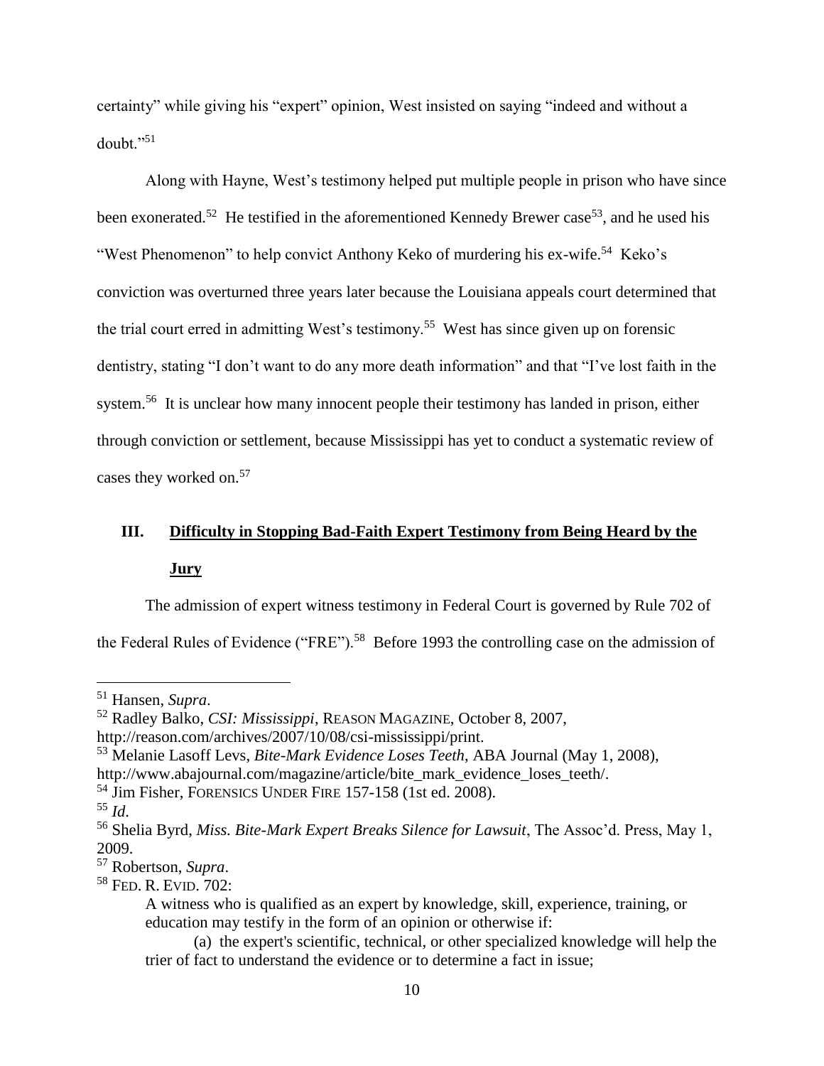certainty" while giving his "expert" opinion, West insisted on saying "indeed and without a doubt."[51]

Along with Hayne, West's testimony helped put multiple people in prison who have since been exonerated.[52] He testified in the aforementioned Kennedy Brewer case[53], and he used his "West Phenomenon" to help convict Anthony Keko of murdering his ex-wife.[54] Keko's conviction was overturned three years later because the Louisiana appeals court determined that the trial court erred in admitting West's testimony.[55] West has since given up on forensic dentistry, stating "I don't want to do any more death information" and that "I've lost faith in the system.[56] It is unclear how many innocent people their testimony has landed in prison, either through conviction or settlement, because Mississippi has yet to conduct a systematic review of cases they worked on.[57]

## III. Difficulty in Stopping Bad-Faith Expert Testimony from Being Heard by the Jury

The admission of expert witness testimony in Federal Court is governed by Rule 702 of the Federal Rules of Evidence ("FRE").[58] Before 1993 the controlling case on the admission of

---

[51] Hansen, *Supra*.

[52] Radley Balko, *CSI: Mississippi*, REASON MAGAZINE, October 8, 2007, http://reason.com/archives/2007/10/08/csi-mississippi/print.

[53] Melanie Lasoff Levs, *Bite-Mark Evidence Loses Teeth*, ABA Journal (May 1, 2008), http://www.abajournal.com/magazine/article/bite_mark_evidence_loses_teeth/.

[54] Jim Fisher, FORENSICS UNDER FIRE 157-158 (1st ed. 2008).

[55] *Id*.

[56] Shelia Byrd, *Miss. Bite-Mark Expert Breaks Silence for Lawsuit*, The Assoc'd. Press, May 1, 2009.

[57] Robertson, *Supra*.

[58] FED. R. EVID. 702:

> A witness who is qualified as an expert by knowledge, skill, experience, training, or education may testify in the form of an opinion or otherwise if:
>
> (a) the expert's scientific, technical, or other specialized knowledge will help the trier of fact to understand the evidence or to determine a fact in issue;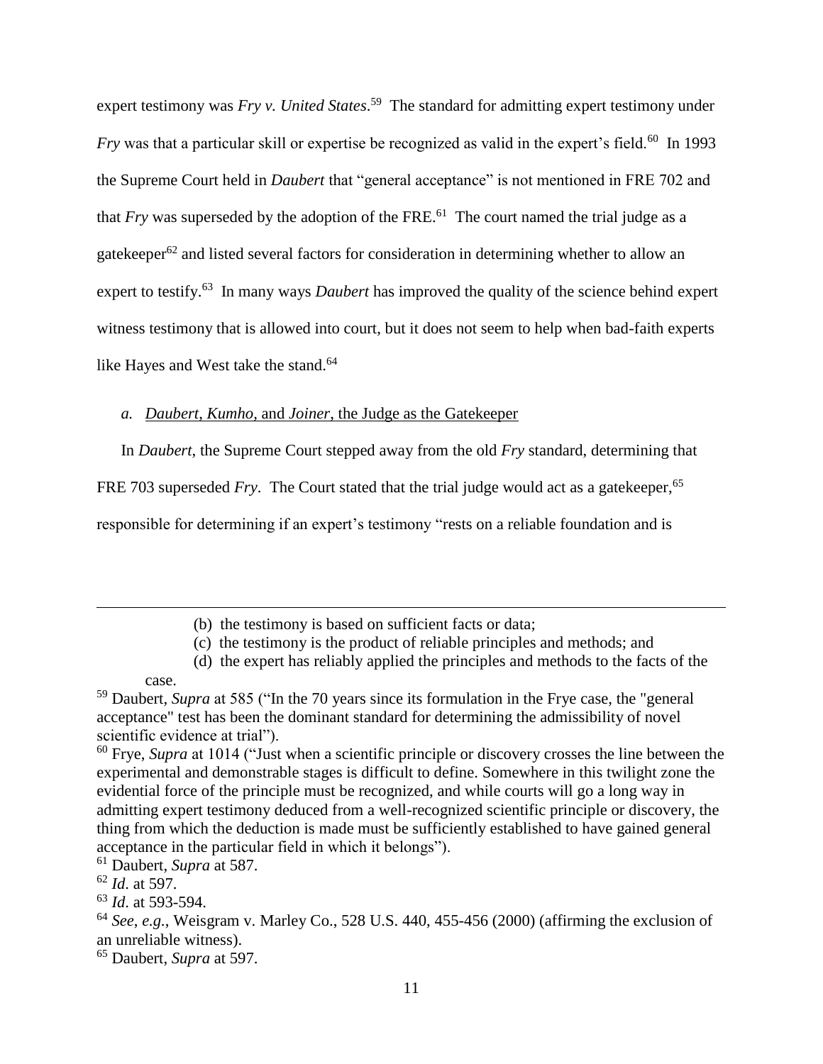expert testimony was *Fry v. United States*.[59] The standard for admitting expert testimony under *Fry* was that a particular skill or expertise be recognized as valid in the expert's field.[60] In 1993 the Supreme Court held in *Daubert* that "general acceptance" is not mentioned in FRE 702 and that *Fry* was superseded by the adoption of the FRE.[61] The court named the trial judge as a gatekeeper[62] and listed several factors for consideration in determining whether to allow an expert to testify.[63] In many ways *Daubert* has improved the quality of the science behind expert witness testimony that is allowed into court, but it does not seem to help when bad-faith experts like Hayes and West take the stand.[64]

*a.* *Daubert*, *Kumho*, and *Joiner*, the Judge as the Gatekeeper

In *Daubert*, the Supreme Court stepped away from the old *Fry* standard, determining that FRE 703 superseded *Fry*. The Court stated that the trial judge would act as a gatekeeper,[65] responsible for determining if an expert's testimony "rests on a reliable foundation and is

---

(b) the testimony is based on sufficient facts or data;
(c) the testimony is the product of reliable principles and methods; and
(d) the expert has reliably applied the principles and methods to the facts of the case.

[59] Daubert, *Supra* at 585 ("In the 70 years since its formulation in the Frye case, the "general acceptance" test has been the dominant standard for determining the admissibility of novel scientific evidence at trial").

[60] Frye, *Supra* at 1014 ("Just when a scientific principle or discovery crosses the line between the experimental and demonstrable stages is difficult to define. Somewhere in this twilight zone the evidential force of the principle must be recognized, and while courts will go a long way in admitting expert testimony deduced from a well-recognized scientific principle or discovery, the thing from which the deduction is made must be sufficiently established to have gained general acceptance in the particular field in which it belongs").

[61] Daubert, *Supra* at 587.

[62] *Id*. at 597.

[63] *Id*. at 593-594.

[64] *See*, *e.g.*, Weisgram v. Marley Co., 528 U.S. 440, 455-456 (2000) (affirming the exclusion of an unreliable witness).

[65] Daubert, *Supra* at 597.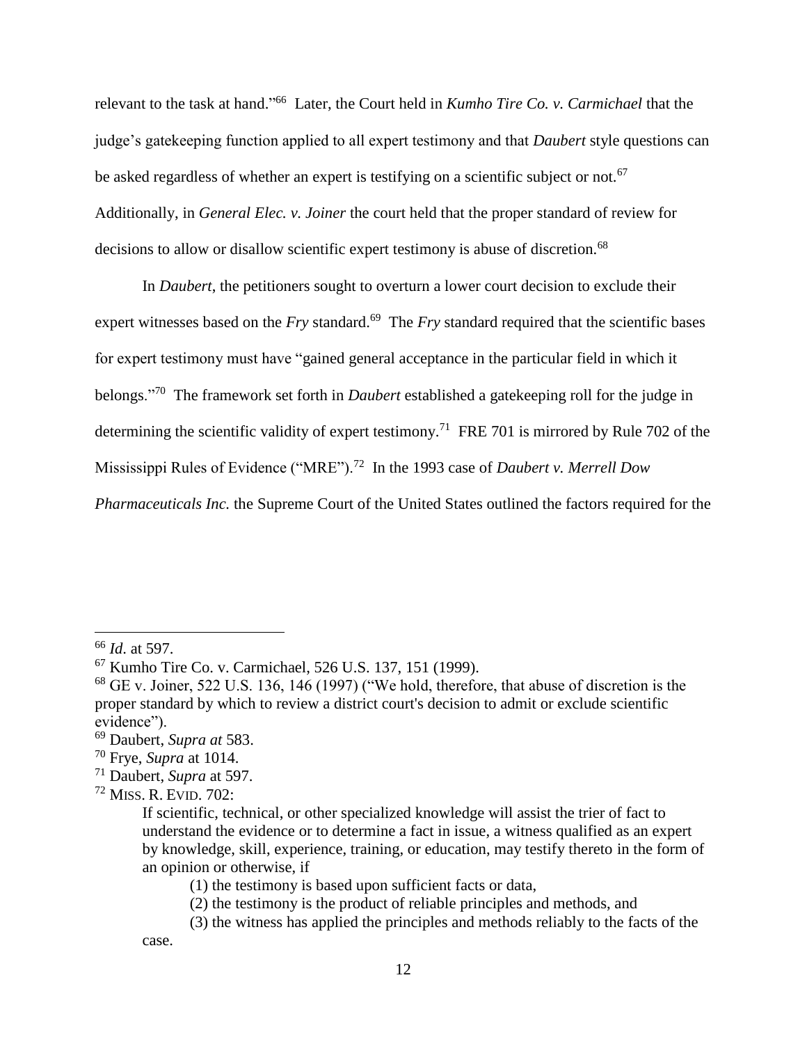relevant to the task at hand."[66] Later, the Court held in *Kumho Tire Co. v. Carmichael* that the judge's gatekeeping function applied to all expert testimony and that *Daubert* style questions can be asked regardless of whether an expert is testifying on a scientific subject or not.[67] Additionally, in *General Elec. v. Joiner* the court held that the proper standard of review for decisions to allow or disallow scientific expert testimony is abuse of discretion.[68]

In *Daubert*, the petitioners sought to overturn a lower court decision to exclude their expert witnesses based on the *Fry* standard.[69] The *Fry* standard required that the scientific bases for expert testimony must have "gained general acceptance in the particular field in which it belongs."[70] The framework set forth in *Daubert* established a gatekeeping roll for the judge in determining the scientific validity of expert testimony.[71] FRE 701 is mirrored by Rule 702 of the Mississippi Rules of Evidence ("MRE").[72] In the 1993 case of *Daubert v. Merrell Dow Pharmaceuticals Inc.* the Supreme Court of the United States outlined the factors required for the

---

[66] *Id*. at 597.

[67] Kumho Tire Co. v. Carmichael, 526 U.S. 137, 151 (1999).

[68] GE v. Joiner, 522 U.S. 136, 146 (1997) ("We hold, therefore, that abuse of discretion is the proper standard by which to review a district court's decision to admit or exclude scientific evidence").

[69] Daubert, *Supra at* 583.

[70] Frye, *Supra* at 1014.

[71] Daubert, *Supra* at 597.

[72] MISS. R. EVID. 702:

> If scientific, technical, or other specialized knowledge will assist the trier of fact to understand the evidence or to determine a fact in issue, a witness qualified as an expert by knowledge, skill, experience, training, or education, may testify thereto in the form of an opinion or otherwise, if
>
> (1) the testimony is based upon sufficient facts or data,
>
> (2) the testimony is the product of reliable principles and methods, and
>
> (3) the witness has applied the principles and methods reliably to the facts of the case.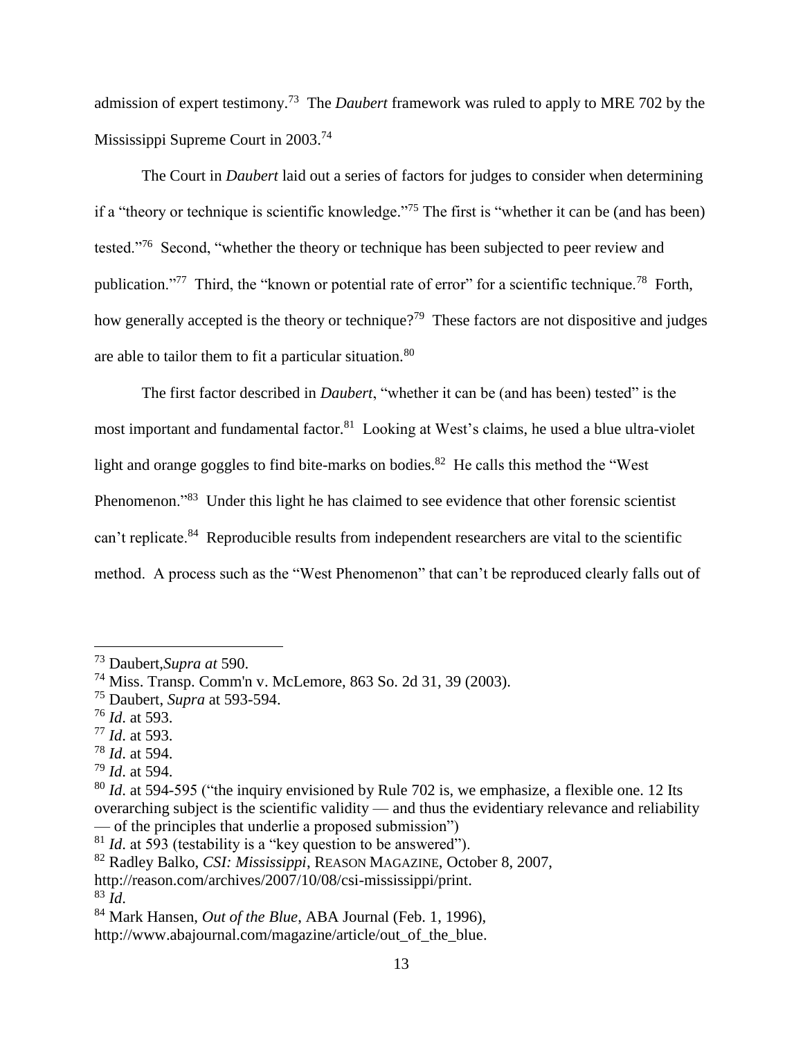admission of expert testimony.[73] The *Daubert* framework was ruled to apply to MRE 702 by the Mississippi Supreme Court in 2003.[74]

The Court in *Daubert* laid out a series of factors for judges to consider when determining if a "theory or technique is scientific knowledge."[75] The first is "whether it can be (and has been) tested."[76] Second, "whether the theory or technique has been subjected to peer review and publication."[77] Third, the "known or potential rate of error" for a scientific technique.[78] Forth, how generally accepted is the theory or technique?[79] These factors are not dispositive and judges are able to tailor them to fit a particular situation.[80]

The first factor described in *Daubert*, "whether it can be (and has been) tested" is the most important and fundamental factor.[81] Looking at West's claims, he used a blue ultra-violet light and orange goggles to find bite-marks on bodies.[82] He calls this method the "West Phenomenon."[83] Under this light he has claimed to see evidence that other forensic scientist can't replicate.[84] Reproducible results from independent researchers are vital to the scientific method. A process such as the "West Phenomenon" that can't be reproduced clearly falls out of

---

[73] Daubert,*Supra at* 590.

[74] Miss. Transp. Comm'n v. McLemore, 863 So. 2d 31, 39 (2003).

[75] Daubert, *Supra* at 593-594.

[76] *Id*. at 593.

[77] *Id*. at 593.

[78] *Id*. at 594.

[79] *Id*. at 594.

[80] *Id*. at 594-595 ("the inquiry envisioned by Rule 702 is, we emphasize, a flexible one. 12 Its overarching subject is the scientific validity — and thus the evidentiary relevance and reliability — of the principles that underlie a proposed submission")

[81] *Id*. at 593 (testability is a "key question to be answered").

[82] Radley Balko, *CSI: Mississippi*, REASON MAGAZINE, October 8, 2007, http://reason.com/archives/2007/10/08/csi-mississippi/print.

[83] *Id*.

[84] Mark Hansen, *Out of the Blue*, ABA Journal (Feb. 1, 1996), http://www.abajournal.com/magazine/article/out_of_the_blue.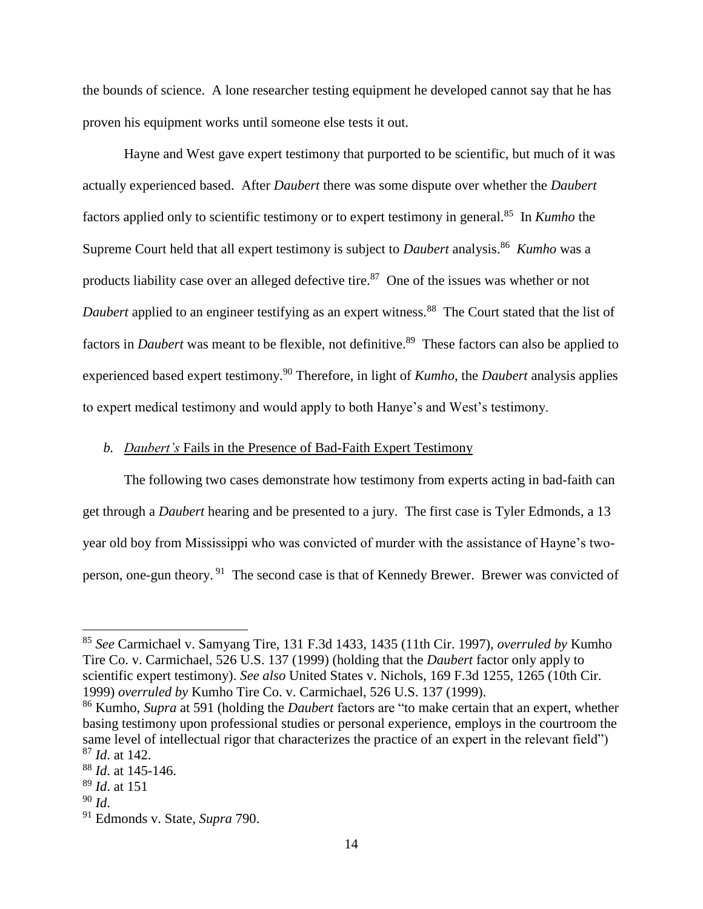the bounds of science. A lone researcher testing equipment he developed cannot say that he has proven his equipment works until someone else tests it out.

Hayne and West gave expert testimony that purported to be scientific, but much of it was actually experienced based. After *Daubert* there was some dispute over whether the *Daubert* factors applied only to scientific testimony or to expert testimony in general.[85] In *Kumho* the Supreme Court held that all expert testimony is subject to *Daubert* analysis.[86] *Kumho* was a products liability case over an alleged defective tire.[87] One of the issues was whether or not *Daubert* applied to an engineer testifying as an expert witness.[88] The Court stated that the list of factors in *Daubert* was meant to be flexible, not definitive.[89] These factors can also be applied to experienced based expert testimony.[90] Therefore, in light of *Kumho*, the *Daubert* analysis applies to expert medical testimony and would apply to both Hanye's and West's testimony.

### *b. <u>Daubert's</u>* <u>Fails in the Presence of Bad-Faith Expert Testimony</u>

The following two cases demonstrate how testimony from experts acting in bad-faith can get through a *Daubert* hearing and be presented to a jury. The first case is Tyler Edmonds, a 13 year old boy from Mississippi who was convicted of murder with the assistance of Hayne's two-person, one-gun theory.[91] The second case is that of Kennedy Brewer. Brewer was convicted of

---

[85] *See* Carmichael v. Samyang Tire, 131 F.3d 1433, 1435 (11th Cir. 1997), *overruled by* Kumho Tire Co. v. Carmichael, 526 U.S. 137 (1999) (holding that the *Daubert* factor only apply to scientific expert testimony). *See also* United States v. Nichols, 169 F.3d 1255, 1265 (10th Cir. 1999) *overruled by* Kumho Tire Co. v. Carmichael, 526 U.S. 137 (1999).

[86] Kumho, *Supra* at 591 (holding the *Daubert* factors are "to make certain that an expert, whether basing testimony upon professional studies or personal experience, employs in the courtroom the same level of intellectual rigor that characterizes the practice of an expert in the relevant field")

[87] *Id*. at 142.

[88] *Id*. at 145-146.

[89] *Id*. at 151

[90] *Id*.

[91] Edmonds v. State, *Supra* 790.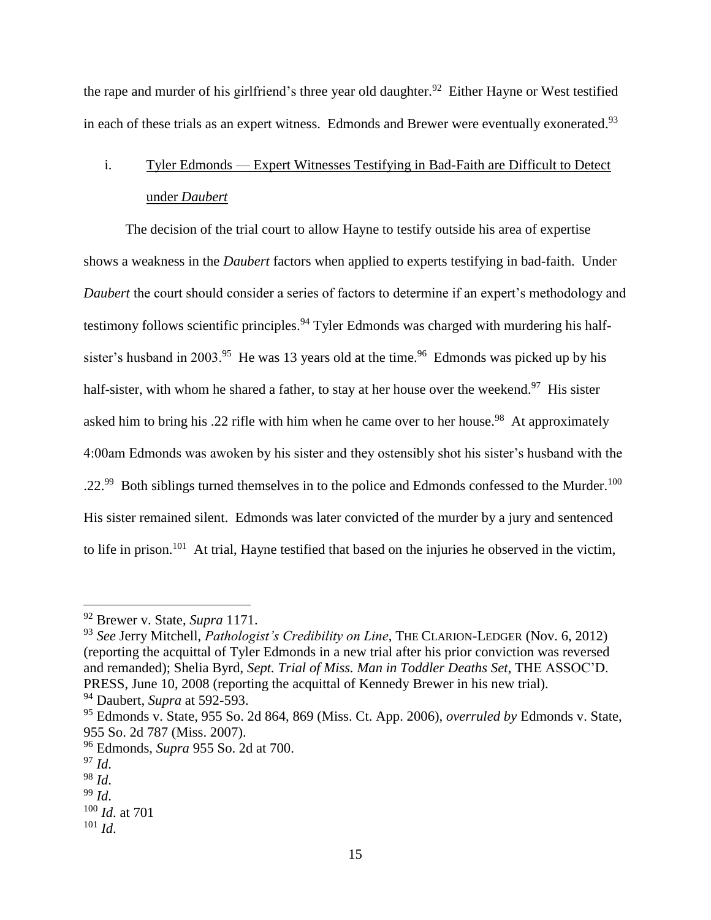the rape and murder of his girlfriend's three year old daughter.[92] Either Hayne or West testified in each of these trials as an expert witness. Edmonds and Brewer were eventually exonerated.[93]

i. Tyler Edmonds — Expert Witnesses Testifying in Bad-Faith are Difficult to Detect under *Daubert*

The decision of the trial court to allow Hayne to testify outside his area of expertise shows a weakness in the *Daubert* factors when applied to experts testifying in bad-faith. Under *Daubert* the court should consider a series of factors to determine if an expert's methodology and testimony follows scientific principles.[94] Tyler Edmonds was charged with murdering his half-sister's husband in 2003.[95] He was 13 years old at the time.[96] Edmonds was picked up by his half-sister, with whom he shared a father, to stay at her house over the weekend.[97] His sister asked him to bring his .22 rifle with him when he came over to her house.[98] At approximately 4:00am Edmonds was awoken by his sister and they ostensibly shot his sister's husband with the .22.[99] Both siblings turned themselves in to the police and Edmonds confessed to the Murder.[100] His sister remained silent. Edmonds was later convicted of the murder by a jury and sentenced to life in prison.[101] At trial, Hayne testified that based on the injuries he observed in the victim,

---

[92] Brewer v. State, *Supra* 1171.

[93] *See* Jerry Mitchell, *Pathologist's Credibility on Line*, THE CLARION-LEDGER (Nov. 6, 2012) (reporting the acquittal of Tyler Edmonds in a new trial after his prior conviction was reversed and remanded); Shelia Byrd, *Sept. Trial of Miss. Man in Toddler Deaths Set*, THE ASSOC'D. PRESS, June 10, 2008 (reporting the acquittal of Kennedy Brewer in his new trial).

[94] Daubert, *Supra* at 592-593.

[95] Edmonds v. State, 955 So. 2d 864, 869 (Miss. Ct. App. 2006), *overruled by* Edmonds v. State, 955 So. 2d 787 (Miss. 2007).

[96] Edmonds, *Supra* 955 So. 2d at 700.

[97] *Id.*

[98] *Id.*

[99] *Id.*

[100] *Id.* at 701

[101] *Id.*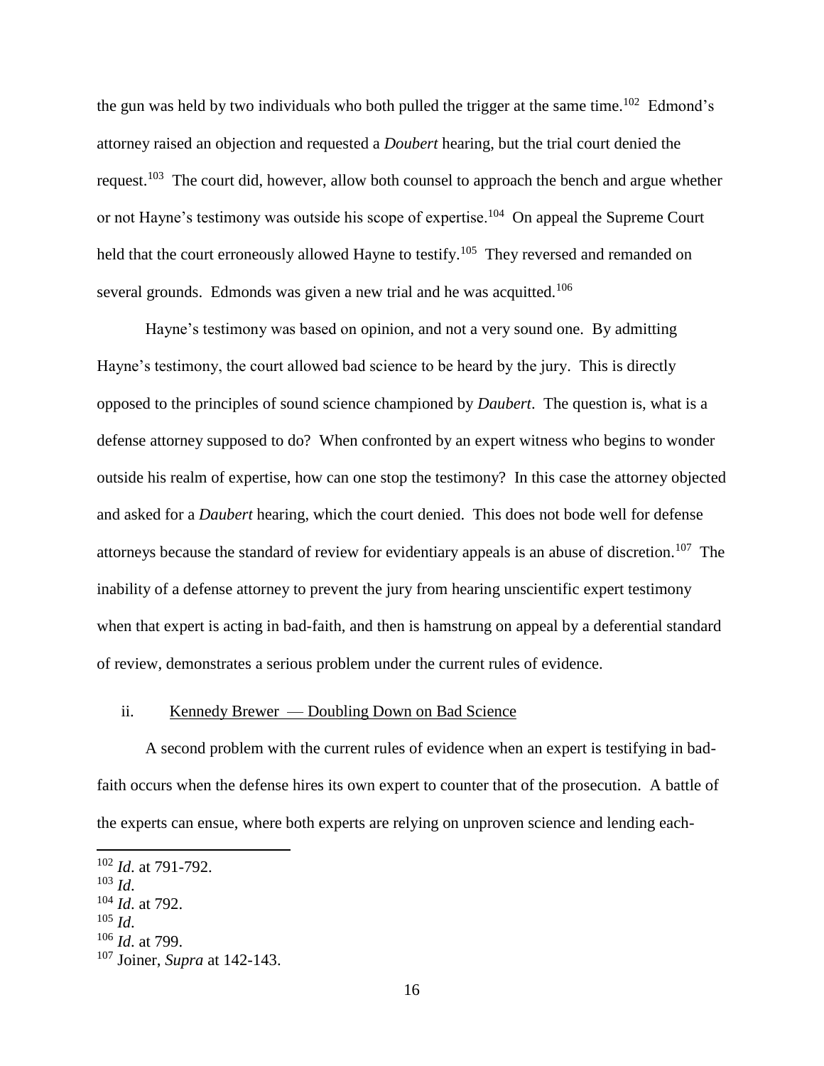the gun was held by two individuals who both pulled the trigger at the same time.[102] Edmond's attorney raised an objection and requested a *Doubert* hearing, but the trial court denied the request.[103] The court did, however, allow both counsel to approach the bench and argue whether or not Hayne's testimony was outside his scope of expertise.[104] On appeal the Supreme Court held that the court erroneously allowed Hayne to testify.[105] They reversed and remanded on several grounds. Edmonds was given a new trial and he was acquitted.[106]

Hayne's testimony was based on opinion, and not a very sound one. By admitting Hayne's testimony, the court allowed bad science to be heard by the jury. This is directly opposed to the principles of sound science championed by *Daubert*. The question is, what is a defense attorney supposed to do? When confronted by an expert witness who begins to wonder outside his realm of expertise, how can one stop the testimony? In this case the attorney objected and asked for a *Daubert* hearing, which the court denied. This does not bode well for defense attorneys because the standard of review for evidentiary appeals is an abuse of discretion.[107] The inability of a defense attorney to prevent the jury from hearing unscientific expert testimony when that expert is acting in bad-faith, and then is hamstrung on appeal by a deferential standard of review, demonstrates a serious problem under the current rules of evidence.

ii. <u>Kennedy Brewer — Doubling Down on Bad Science</u>

A second problem with the current rules of evidence when an expert is testifying in bad-faith occurs when the defense hires its own expert to counter that of the prosecution. A battle of the experts can ensue, where both experts are relying on unproven science and lending each-

---

[102] *Id*. at 791-792.
[103] *Id*.
[104] *Id*. at 792.
[105] *Id*.
[106] *Id*. at 799.
[107] Joiner, *Supra* at 142-143.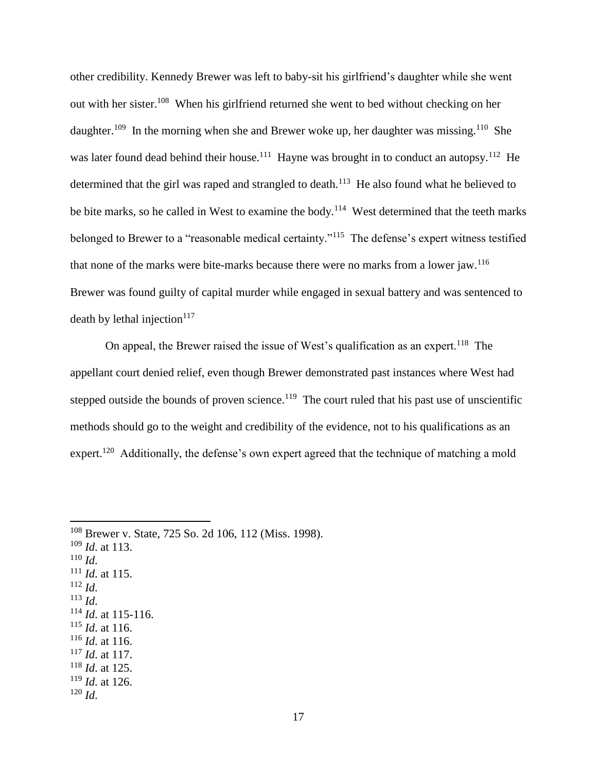other credibility. Kennedy Brewer was left to baby-sit his girlfriend's daughter while she went out with her sister.[108] When his girlfriend returned she went to bed without checking on her daughter.[109] In the morning when she and Brewer woke up, her daughter was missing.[110] She was later found dead behind their house.[111] Hayne was brought in to conduct an autopsy.[112] He determined that the girl was raped and strangled to death.[113] He also found what he believed to be bite marks, so he called in West to examine the body.[114] West determined that the teeth marks belonged to Brewer to a "reasonable medical certainty."[115] The defense's expert witness testified that none of the marks were bite-marks because there were no marks from a lower jaw.[116] Brewer was found guilty of capital murder while engaged in sexual battery and was sentenced to death by lethal injection[117]

On appeal, the Brewer raised the issue of West's qualification as an expert.[118] The appellant court denied relief, even though Brewer demonstrated past instances where West had stepped outside the bounds of proven science.[119] The court ruled that his past use of unscientific methods should go to the weight and credibility of the evidence, not to his qualifications as an expert.[120] Additionally, the defense's own expert agreed that the technique of matching a mold

---

[108] Brewer v. State, 725 So. 2d 106, 112 (Miss. 1998).
[109] *Id.* at 113.
[110] *Id.*
[111] *Id.* at 115.
[112] *Id.*
[113] *Id.*
[114] *Id.* at 115-116.
[115] *Id.* at 116.
[116] *Id.* at 116.
[117] *Id.* at 117.
[118] *Id.* at 125.
[119] *Id.* at 126.
[120] *Id.*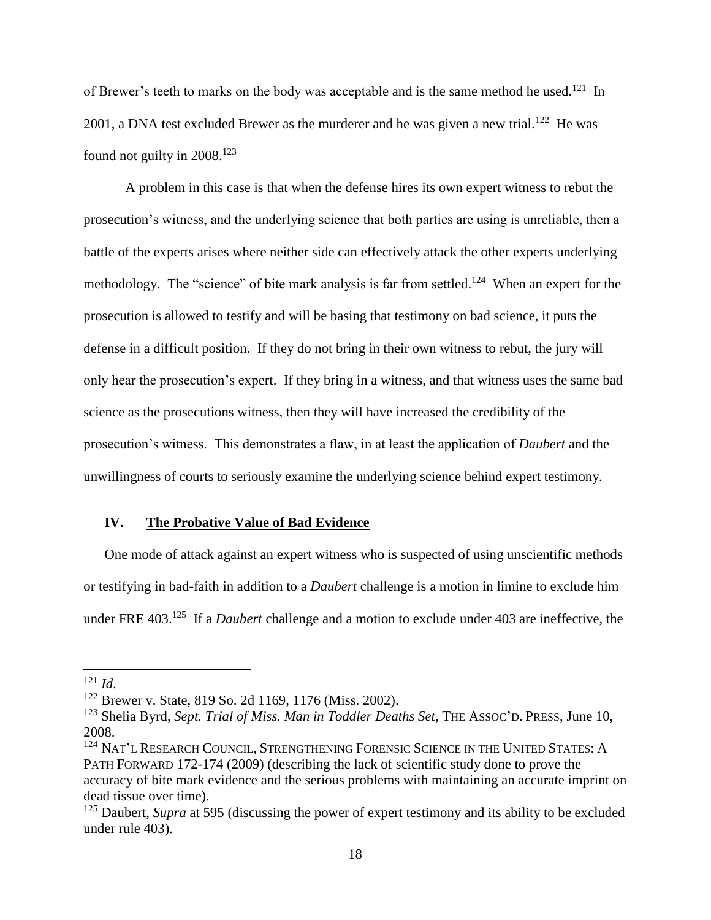of Brewer's teeth to marks on the body was acceptable and is the same method he used.[121] In 2001, a DNA test excluded Brewer as the murderer and he was given a new trial.[122] He was found not guilty in 2008.[123]

A problem in this case is that when the defense hires its own expert witness to rebut the prosecution's witness, and the underlying science that both parties are using is unreliable, then a battle of the experts arises where neither side can effectively attack the other experts underlying methodology. The "science" of bite mark analysis is far from settled.[124] When an expert for the prosecution is allowed to testify and will be basing that testimony on bad science, it puts the defense in a difficult position. If they do not bring in their own witness to rebut, the jury will only hear the prosecution's expert. If they bring in a witness, and that witness uses the same bad science as the prosecutions witness, then they will have increased the credibility of the prosecution's witness. This demonstrates a flaw, in at least the application of *Daubert* and the unwillingness of courts to seriously examine the underlying science behind expert testimony.

## IV. The Probative Value of Bad Evidence

One mode of attack against an expert witness who is suspected of using unscientific methods or testifying in bad-faith in addition to a *Daubert* challenge is a motion in limine to exclude him under FRE 403.[125] If a *Daubert* challenge and a motion to exclude under 403 are ineffective, the

---

[121] *Id*.

[122] Brewer v. State, 819 So. 2d 1169, 1176 (Miss. 2002).

[123] Shelia Byrd, *Sept. Trial of Miss. Man in Toddler Deaths Set*, THE ASSOC'D. PRESS, June 10, 2008.

[124] NAT'L RESEARCH COUNCIL, STRENGTHENING FORENSIC SCIENCE IN THE UNITED STATES: A PATH FORWARD 172-174 (2009) (describing the lack of scientific study done to prove the accuracy of bite mark evidence and the serious problems with maintaining an accurate imprint on dead tissue over time).

[125] Daubert, *Supra* at 595 (discussing the power of expert testimony and its ability to be excluded under rule 403).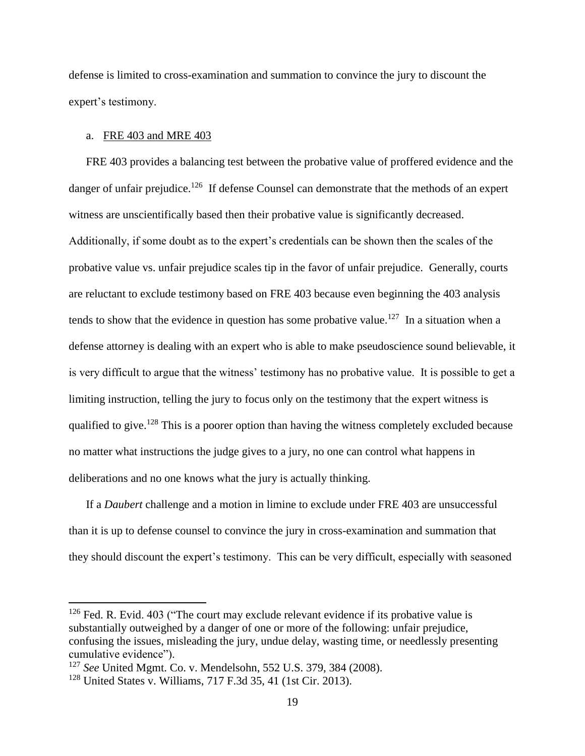defense is limited to cross-examination and summation to convince the jury to discount the expert's testimony.

a. FRE 403 and MRE 403

FRE 403 provides a balancing test between the probative value of proffered evidence and the danger of unfair prejudice.[126] If defense Counsel can demonstrate that the methods of an expert witness are unscientifically based then their probative value is significantly decreased. Additionally, if some doubt as to the expert's credentials can be shown then the scales of the probative value vs. unfair prejudice scales tip in the favor of unfair prejudice. Generally, courts are reluctant to exclude testimony based on FRE 403 because even beginning the 403 analysis tends to show that the evidence in question has some probative value.[127] In a situation when a defense attorney is dealing with an expert who is able to make pseudoscience sound believable, it is very difficult to argue that the witness' testimony has no probative value. It is possible to get a limiting instruction, telling the jury to focus only on the testimony that the expert witness is qualified to give.[128] This is a poorer option than having the witness completely excluded because no matter what instructions the judge gives to a jury, no one can control what happens in deliberations and no one knows what the jury is actually thinking.

If a *Daubert* challenge and a motion in limine to exclude under FRE 403 are unsuccessful than it is up to defense counsel to convince the jury in cross-examination and summation that they should discount the expert's testimony. This can be very difficult, especially with seasoned

---

[126] Fed. R. Evid. 403 ("The court may exclude relevant evidence if its probative value is substantially outweighed by a danger of one or more of the following: unfair prejudice, confusing the issues, misleading the jury, undue delay, wasting time, or needlessly presenting cumulative evidence").

[127] *See* United Mgmt. Co. v. Mendelsohn, 552 U.S. 379, 384 (2008).

[128] United States v. Williams, 717 F.3d 35, 41 (1st Cir. 2013).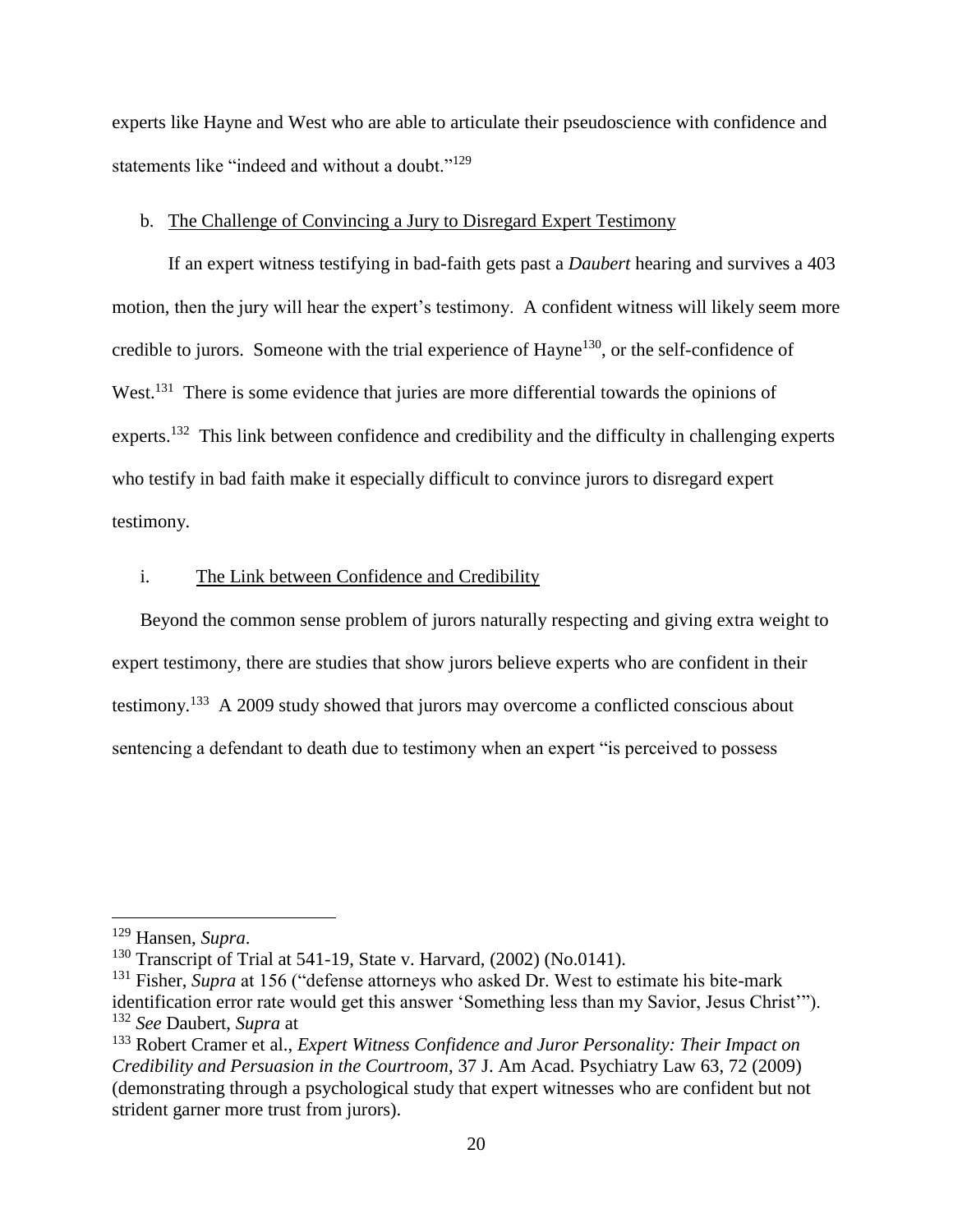experts like Hayne and West who are able to articulate their pseudoscience with confidence and statements like "indeed and without a doubt."[129]

b. The Challenge of Convincing a Jury to Disregard Expert Testimony

If an expert witness testifying in bad-faith gets past a *Daubert* hearing and survives a 403 motion, then the jury will hear the expert's testimony. A confident witness will likely seem more credible to jurors. Someone with the trial experience of Hayne[130], or the self-confidence of West.[131] There is some evidence that juries are more differential towards the opinions of experts.[132] This link between confidence and credibility and the difficulty in challenging experts who testify in bad faith make it especially difficult to convince jurors to disregard expert testimony.

i. The Link between Confidence and Credibility

Beyond the common sense problem of jurors naturally respecting and giving extra weight to expert testimony, there are studies that show jurors believe experts who are confident in their testimony.[133] A 2009 study showed that jurors may overcome a conflicted conscious about sentencing a defendant to death due to testimony when an expert "is perceived to possess

---

[129] Hansen, *Supra*.

[130] Transcript of Trial at 541-19, State v. Harvard, (2002) (No.0141).

[131] Fisher, *Supra* at 156 ("defense attorneys who asked Dr. West to estimate his bite-mark identification error rate would get this answer 'Something less than my Savior, Jesus Christ'").

[132] *See* Daubert, *Supra* at

[133] Robert Cramer et al., *Expert Witness Confidence and Juror Personality: Their Impact on Credibility and Persuasion in the Courtroom*, 37 J. Am Acad. Psychiatry Law 63, 72 (2009) (demonstrating through a psychological study that expert witnesses who are confident but not strident garner more trust from jurors).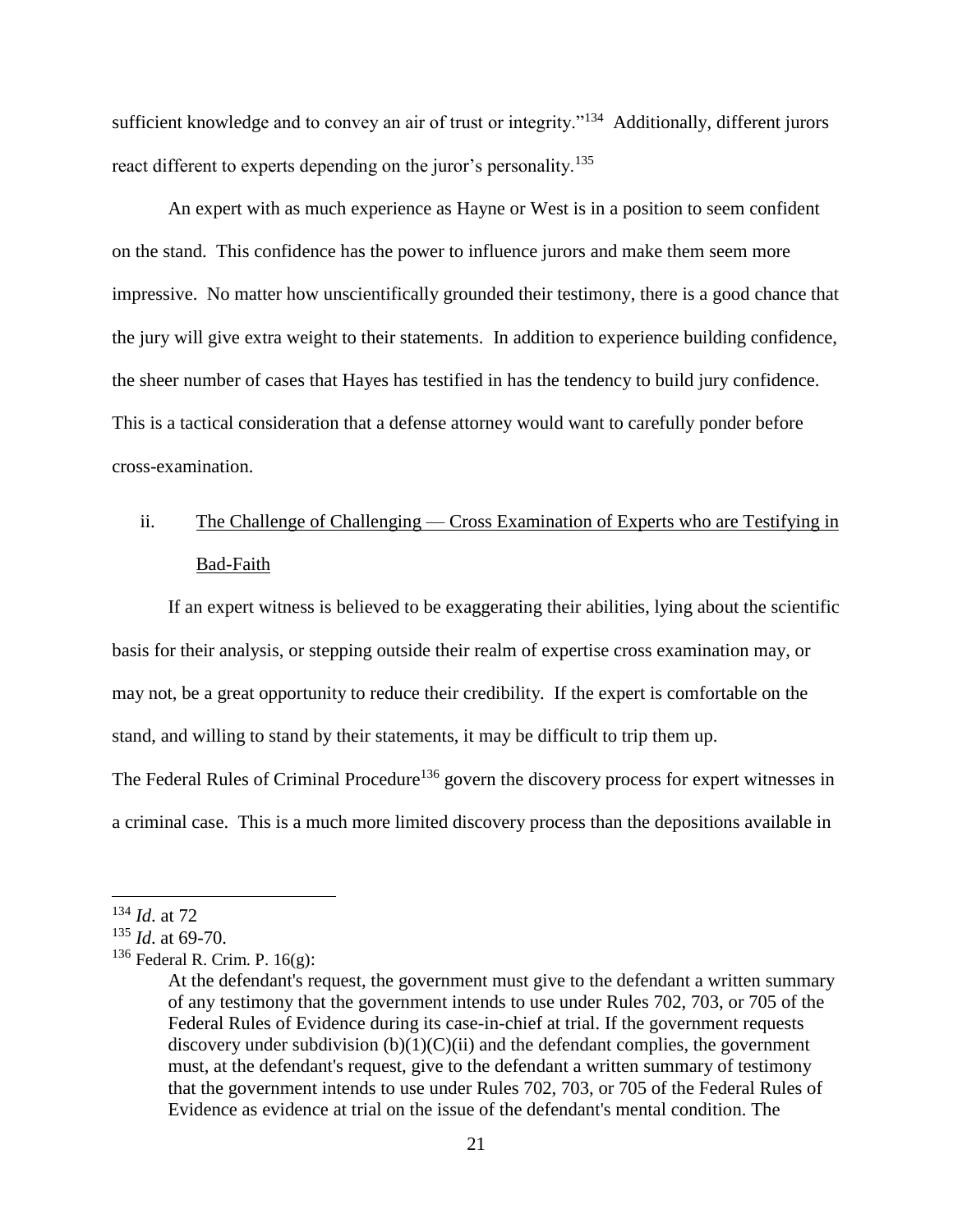sufficient knowledge and to convey an air of trust or integrity."[134] Additionally, different jurors react different to experts depending on the juror's personality.[135]

An expert with as much experience as Hayne or West is in a position to seem confident on the stand. This confidence has the power to influence jurors and make them seem more impressive. No matter how unscientifically grounded their testimony, there is a good chance that the jury will give extra weight to their statements. In addition to experience building confidence, the sheer number of cases that Hayes has testified in has the tendency to build jury confidence. This is a tactical consideration that a defense attorney would want to carefully ponder before cross-examination.

ii. The Challenge of Challenging — Cross Examination of Experts who are Testifying in Bad-Faith

If an expert witness is believed to be exaggerating their abilities, lying about the scientific basis for their analysis, or stepping outside their realm of expertise cross examination may, or may not, be a great opportunity to reduce their credibility. If the expert is comfortable on the stand, and willing to stand by their statements, it may be difficult to trip them up.

The Federal Rules of Criminal Procedure[136] govern the discovery process for expert witnesses in a criminal case. This is a much more limited discovery process than the depositions available in

---

[134] *Id*. at 72

[135] *Id*. at 69-70.

[136] Federal R. Crim. P. 16(g):

> At the defendant's request, the government must give to the defendant a written summary of any testimony that the government intends to use under Rules 702, 703, or 705 of the Federal Rules of Evidence during its case-in-chief at trial. If the government requests discovery under subdivision (b)(1)(C)(ii) and the defendant complies, the government must, at the defendant's request, give to the defendant a written summary of testimony that the government intends to use under Rules 702, 703, or 705 of the Federal Rules of Evidence as evidence at trial on the issue of the defendant's mental condition. The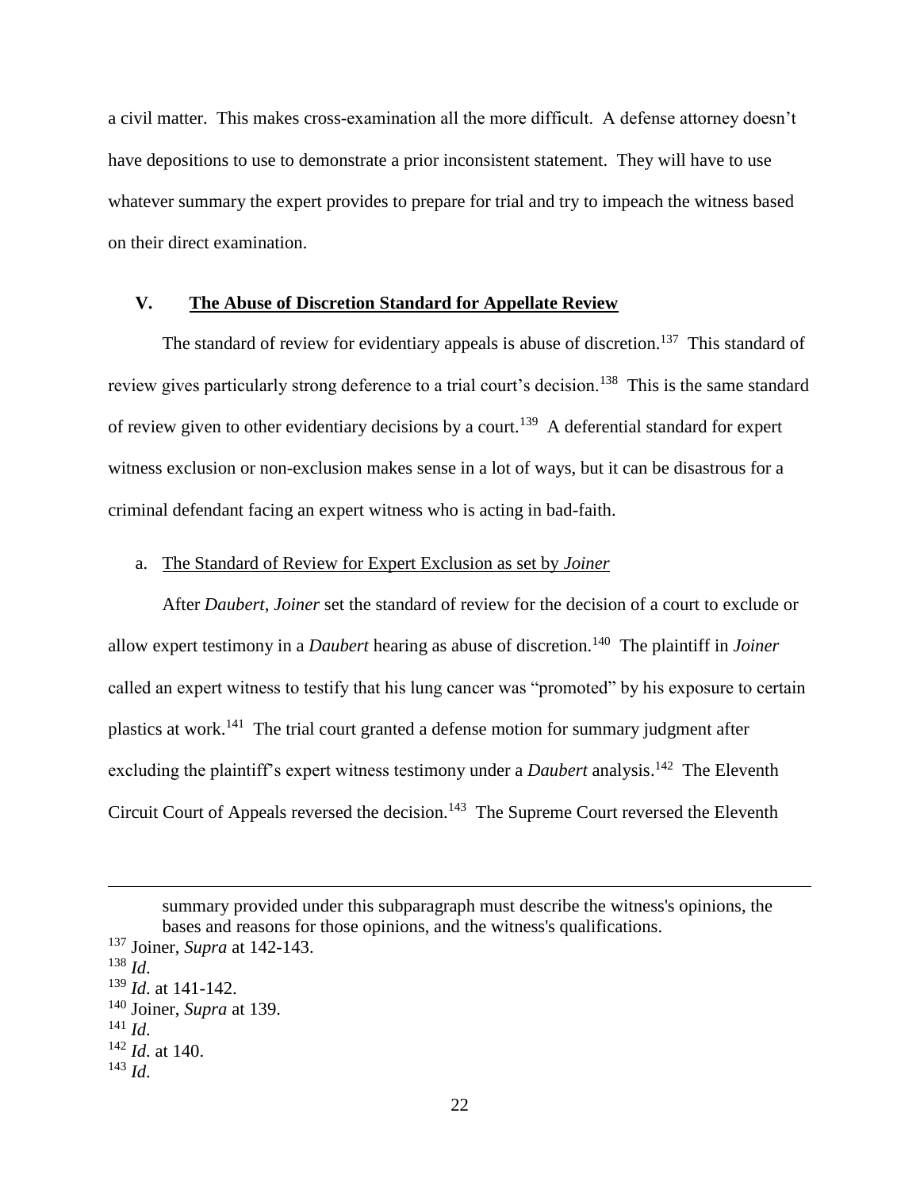a civil matter. This makes cross-examination all the more difficult. A defense attorney doesn't have depositions to use to demonstrate a prior inconsistent statement. They will have to use whatever summary the expert provides to prepare for trial and try to impeach the witness based on their direct examination.

## V. **The Abuse of Discretion Standard for Appellate Review**

The standard of review for evidentiary appeals is abuse of discretion.[137] This standard of review gives particularly strong deference to a trial court's decision.[138] This is the same standard of review given to other evidentiary decisions by a court.[139] A deferential standard for expert witness exclusion or non-exclusion makes sense in a lot of ways, but it can be disastrous for a criminal defendant facing an expert witness who is acting in bad-faith.

### a. The Standard of Review for Expert Exclusion as set by *Joiner*

After *Daubert*, *Joiner* set the standard of review for the decision of a court to exclude or allow expert testimony in a *Daubert* hearing as abuse of discretion.[140] The plaintiff in *Joiner* called an expert witness to testify that his lung cancer was "promoted" by his exposure to certain plastics at work.[141] The trial court granted a defense motion for summary judgment after excluding the plaintiff's expert witness testimony under a *Daubert* analysis.[142] The Eleventh Circuit Court of Appeals reversed the decision.[143] The Supreme Court reversed the Eleventh

---

summary provided under this subparagraph must describe the witness's opinions, the bases and reasons for those opinions, and the witness's qualifications.

[137] Joiner, *Supra* at 142-143.
[138] *Id*.
[139] *Id*. at 141-142.
[140] Joiner, *Supra* at 139.
[141] *Id*.
[142] *Id*. at 140.
[143] *Id*.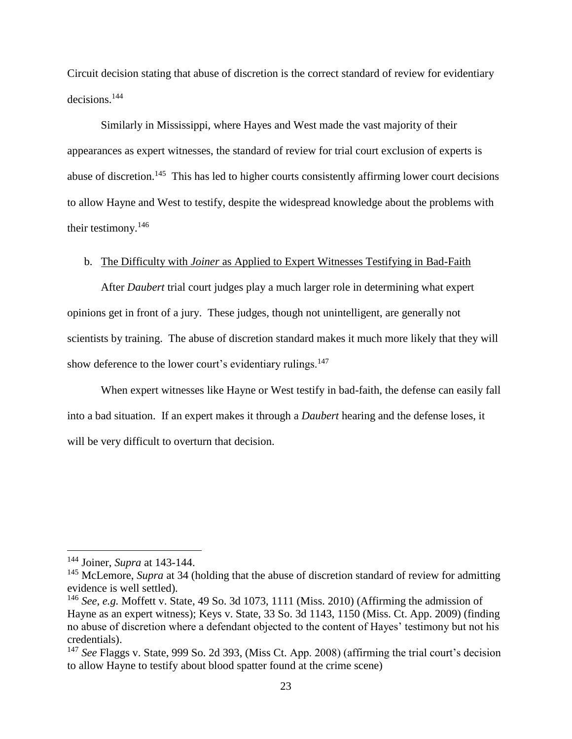Circuit decision stating that abuse of discretion is the correct standard of review for evidentiary decisions.[144]

Similarly in Mississippi, where Hayes and West made the vast majority of their appearances as expert witnesses, the standard of review for trial court exclusion of experts is abuse of discretion.[145] This has led to higher courts consistently affirming lower court decisions to allow Hayne and West to testify, despite the widespread knowledge about the problems with their testimony.[146]

b. The Difficulty with *Joiner* as Applied to Expert Witnesses Testifying in Bad-Faith

After *Daubert* trial court judges play a much larger role in determining what expert opinions get in front of a jury. These judges, though not unintelligent, are generally not scientists by training. The abuse of discretion standard makes it much more likely that they will show deference to the lower court's evidentiary rulings.[147]

When expert witnesses like Hayne or West testify in bad-faith, the defense can easily fall into a bad situation. If an expert makes it through a *Daubert* hearing and the defense loses, it will be very difficult to overturn that decision.

---

[144] Joiner, *Supra* at 143-144.

[145] McLemore, *Supra* at 34 (holding that the abuse of discretion standard of review for admitting evidence is well settled).

[146] *See*, *e.g.* Moffett v. State, 49 So. 3d 1073, 1111 (Miss. 2010) (Affirming the admission of Hayne as an expert witness); Keys v. State, 33 So. 3d 1143, 1150 (Miss. Ct. App. 2009) (finding no abuse of discretion where a defendant objected to the content of Hayes' testimony but not his credentials).

[147] *See* Flaggs v. State, 999 So. 2d 393, (Miss Ct. App. 2008) (affirming the trial court's decision to allow Hayne to testify about blood spatter found at the crime scene)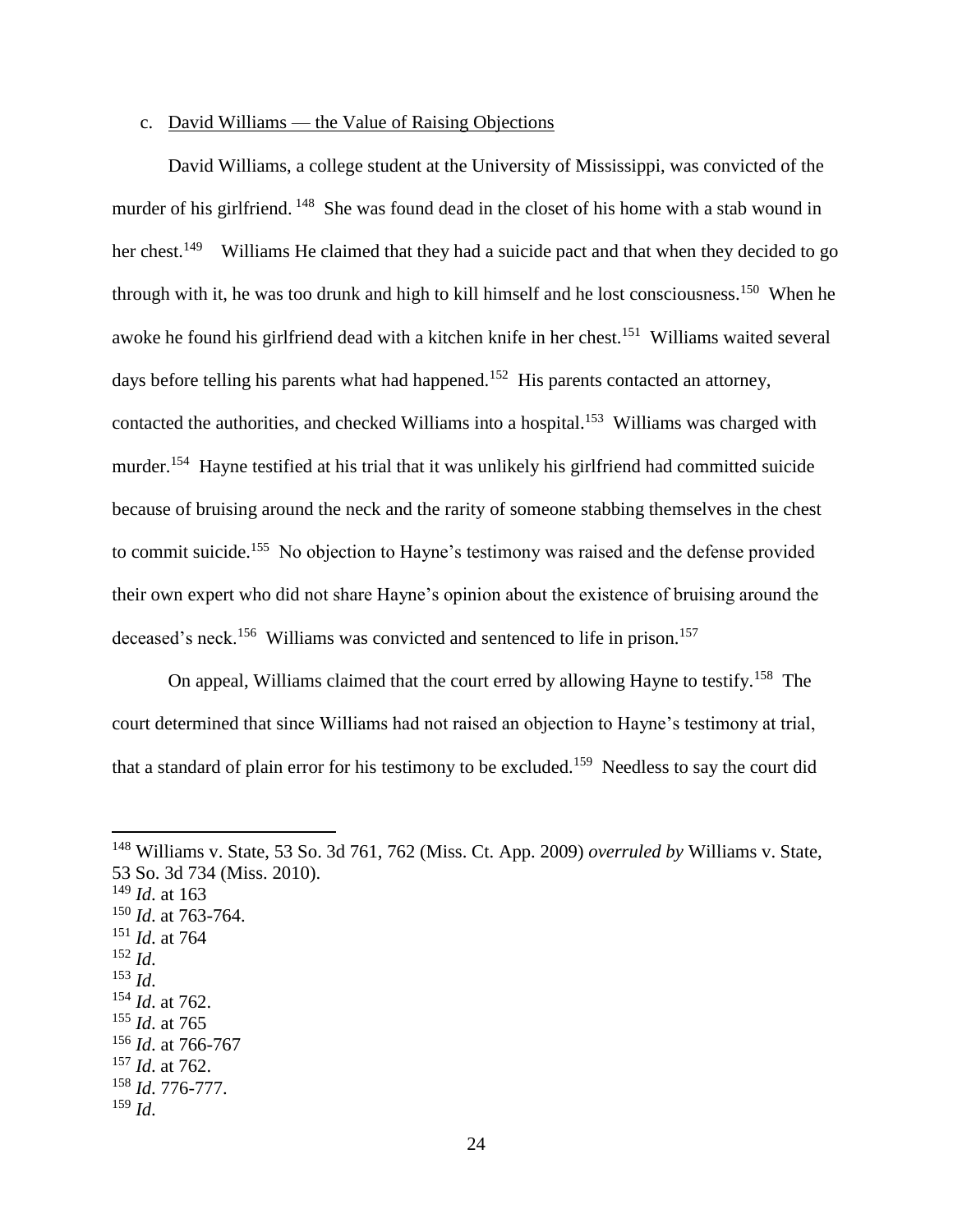c. <u>David Williams — the Value of Raising Objections</u>

David Williams, a college student at the University of Mississippi, was convicted of the murder of his girlfriend.[148] She was found dead in the closet of his home with a stab wound in her chest.[149] Williams He claimed that they had a suicide pact and that when they decided to go through with it, he was too drunk and high to kill himself and he lost consciousness.[150] When he awoke he found his girlfriend dead with a kitchen knife in her chest.[151] Williams waited several days before telling his parents what had happened.[152] His parents contacted an attorney, contacted the authorities, and checked Williams into a hospital.[153] Williams was charged with murder.[154] Hayne testified at his trial that it was unlikely his girlfriend had committed suicide because of bruising around the neck and the rarity of someone stabbing themselves in the chest to commit suicide.[155] No objection to Hayne's testimony was raised and the defense provided their own expert who did not share Hayne's opinion about the existence of bruising around the deceased's neck.[156] Williams was convicted and sentenced to life in prison.[157]

On appeal, Williams claimed that the court erred by allowing Hayne to testify.[158] The court determined that since Williams had not raised an objection to Hayne's testimony at trial, that a standard of plain error for his testimony to be excluded.[159] Needless to say the court did

---

[148] Williams v. State, 53 So. 3d 761, 762 (Miss. Ct. App. 2009) *overruled by* Williams v. State, 53 So. 3d 734 (Miss. 2010).
[149] *Id.* at 163
[150] *Id.* at 763-764.
[151] *Id.* at 764
[152] *Id.*
[153] *Id.*
[154] *Id.* at 762.
[155] *Id.* at 765
[156] *Id.* at 766-767
[157] *Id.* at 762.
[158] *Id.* 776-777.
[159] *Id.*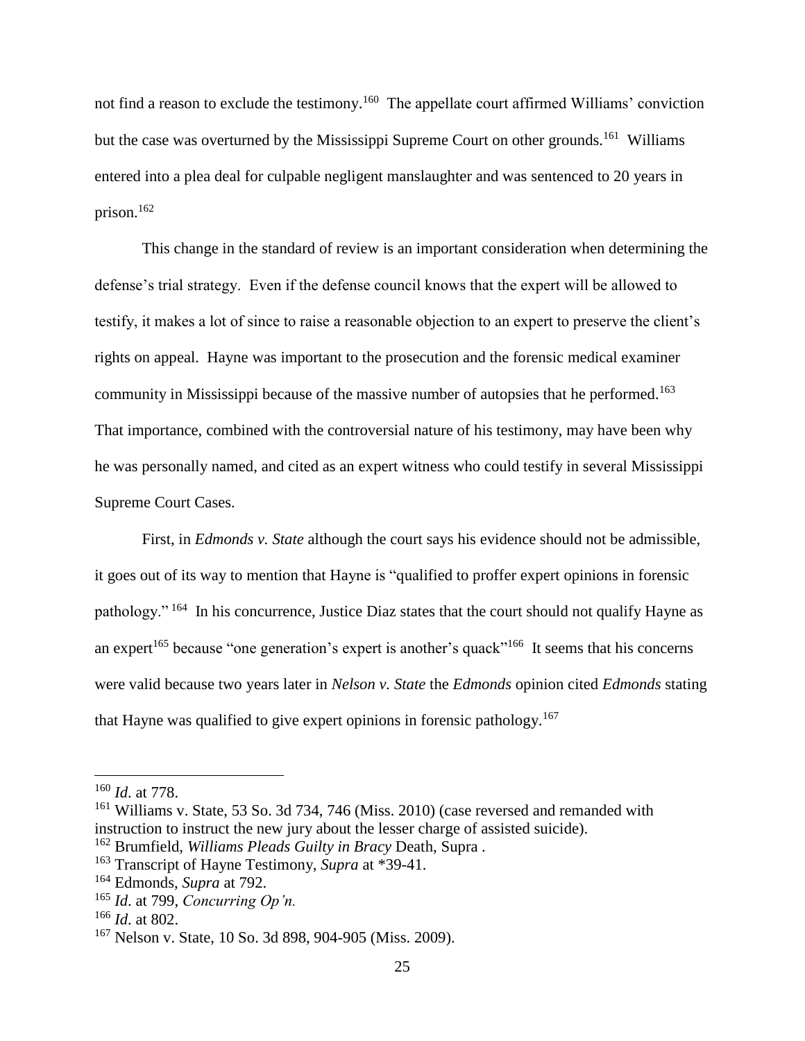not find a reason to exclude the testimony.[160] The appellate court affirmed Williams' conviction but the case was overturned by the Mississippi Supreme Court on other grounds.[161] Williams entered into a plea deal for culpable negligent manslaughter and was sentenced to 20 years in prison.[162]

This change in the standard of review is an important consideration when determining the defense's trial strategy. Even if the defense council knows that the expert will be allowed to testify, it makes a lot of since to raise a reasonable objection to an expert to preserve the client's rights on appeal. Hayne was important to the prosecution and the forensic medical examiner community in Mississippi because of the massive number of autopsies that he performed.[163] That importance, combined with the controversial nature of his testimony, may have been why he was personally named, and cited as an expert witness who could testify in several Mississippi Supreme Court Cases.

First, in *Edmonds v. State* although the court says his evidence should not be admissible, it goes out of its way to mention that Hayne is "qualified to proffer expert opinions in forensic pathology." [164] In his concurrence, Justice Diaz states that the court should not qualify Hayne as an expert[165] because "one generation's expert is another's quack"[166] It seems that his concerns were valid because two years later in *Nelson v. State* the *Edmonds* opinion cited *Edmonds* stating that Hayne was qualified to give expert opinions in forensic pathology.[167]

---

[160] *Id.* at 778.

[161] Williams v. State, 53 So. 3d 734, 746 (Miss. 2010) (case reversed and remanded with instruction to instruct the new jury about the lesser charge of assisted suicide).

[162] Brumfield, *Williams Pleads Guilty in Bracy* Death, Supra .

[163] Transcript of Hayne Testimony, *Supra* at *39-41.

[164] Edmonds, *Supra* at 792.

[165] *Id.* at 799, *Concurring Op'n.*

[166] *Id.* at 802.

[167] Nelson v. State, 10 So. 3d 898, 904-905 (Miss. 2009).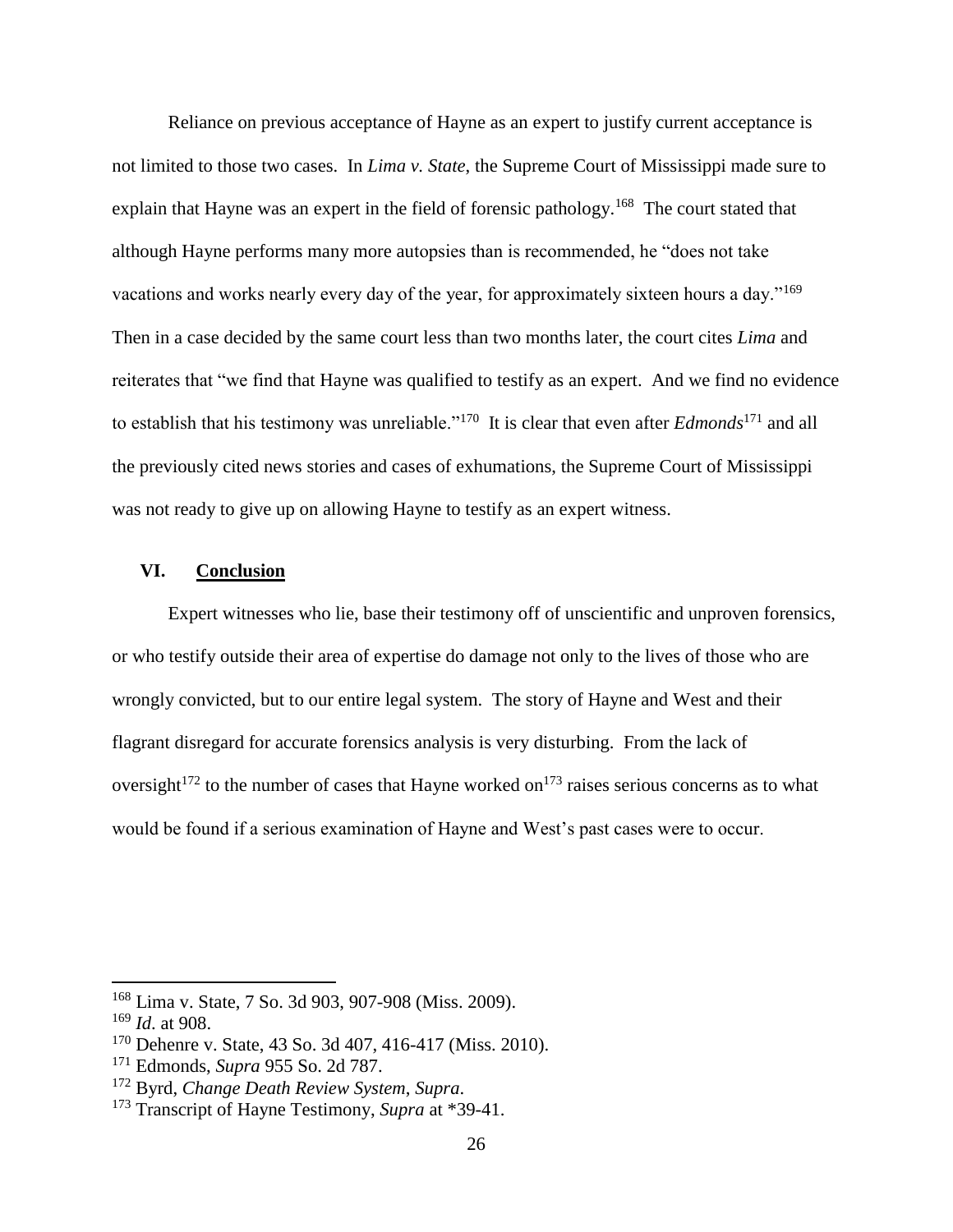Reliance on previous acceptance of Hayne as an expert to justify current acceptance is not limited to those two cases. In *Lima v. State*, the Supreme Court of Mississippi made sure to explain that Hayne was an expert in the field of forensic pathology.[168] The court stated that although Hayne performs many more autopsies than is recommended, he "does not take vacations and works nearly every day of the year, for approximately sixteen hours a day."[169] Then in a case decided by the same court less than two months later, the court cites *Lima* and reiterates that "we find that Hayne was qualified to testify as an expert. And we find no evidence to establish that his testimony was unreliable."[170] It is clear that even after *Edmonds*[171] and all the previously cited news stories and cases of exhumations, the Supreme Court of Mississippi was not ready to give up on allowing Hayne to testify as an expert witness.

## VI. Conclusion

Expert witnesses who lie, base their testimony off of unscientific and unproven forensics, or who testify outside their area of expertise do damage not only to the lives of those who are wrongly convicted, but to our entire legal system. The story of Hayne and West and their flagrant disregard for accurate forensics analysis is very disturbing. From the lack of oversight[172] to the number of cases that Hayne worked on[173] raises serious concerns as to what would be found if a serious examination of Hayne and West's past cases were to occur.

---

[168] Lima v. State, 7 So. 3d 903, 907-908 (Miss. 2009).

[169] *Id.* at 908.

[170] Dehenre v. State, 43 So. 3d 407, 416-417 (Miss. 2010).

[171] Edmonds, *Supra* 955 So. 2d 787.

[172] Byrd, *Change Death Review System*, *Supra*.

[173] Transcript of Hayne Testimony, *Supra* at *39-41.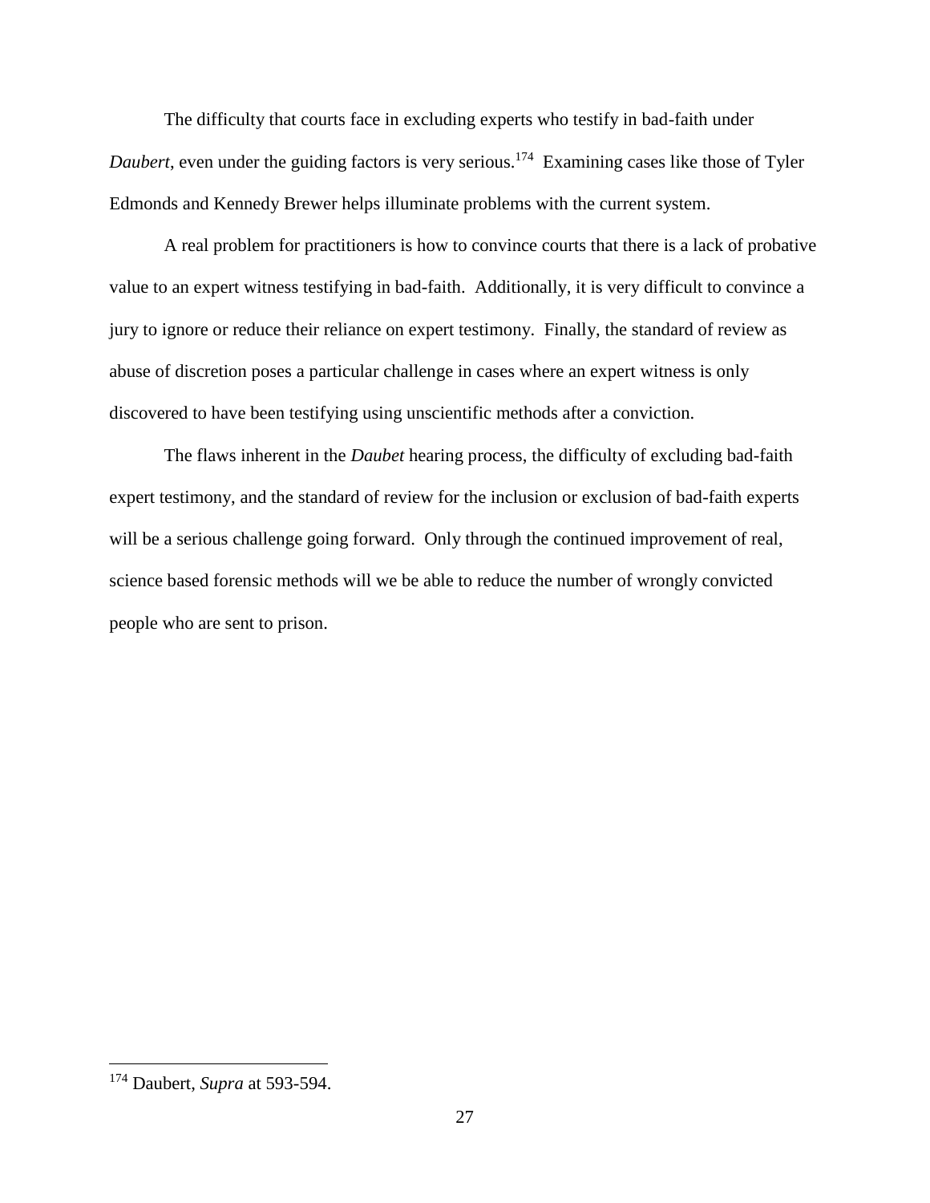The difficulty that courts face in excluding experts who testify in bad-faith under *Daubert*, even under the guiding factors is very serious.[174] Examining cases like those of Tyler Edmonds and Kennedy Brewer helps illuminate problems with the current system.

A real problem for practitioners is how to convince courts that there is a lack of probative value to an expert witness testifying in bad-faith. Additionally, it is very difficult to convince a jury to ignore or reduce their reliance on expert testimony. Finally, the standard of review as abuse of discretion poses a particular challenge in cases where an expert witness is only discovered to have been testifying using unscientific methods after a conviction.

The flaws inherent in the *Daubet* hearing process, the difficulty of excluding bad-faith expert testimony, and the standard of review for the inclusion or exclusion of bad-faith experts will be a serious challenge going forward. Only through the continued improvement of real, science based forensic methods will we be able to reduce the number of wrongly convicted people who are sent to prison.

---

[174] Daubert, *Supra* at 593-594.